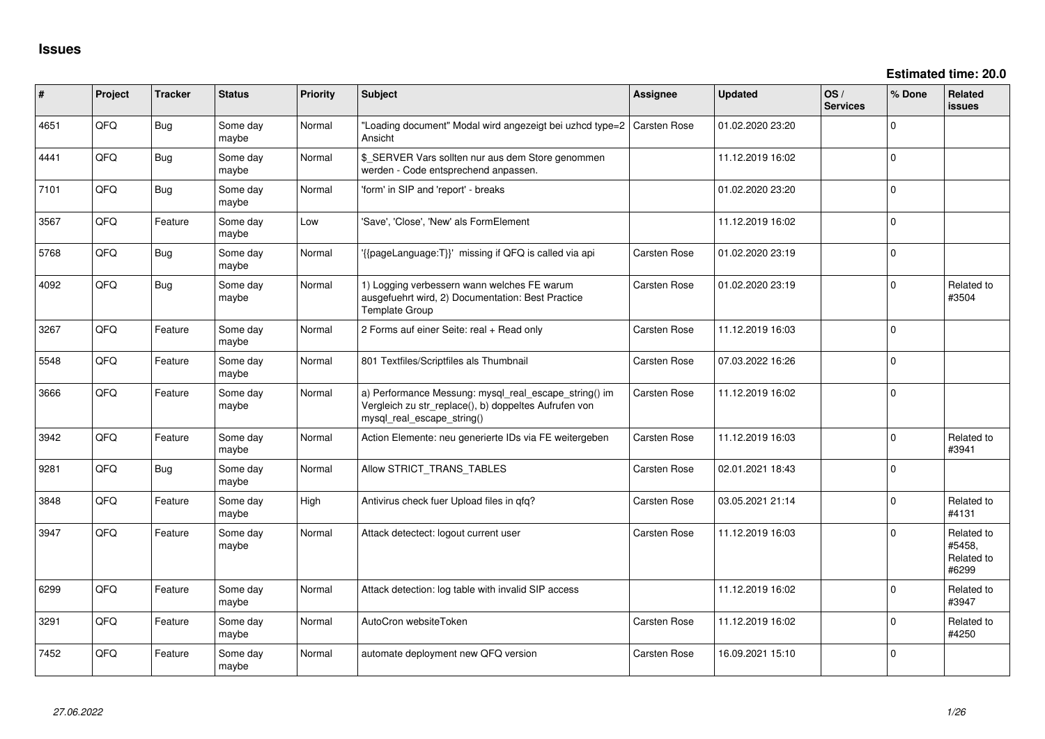# Issues

**Estimated time: 20.0**

| # | Project | Tracker | Status | Priority | Subject | Assignee | Updated | OS / Services | % Done | Related issues |
|---|---|---|---|---|---|---|---|---|---|---|
| 4651 | QFQ | Bug | Some day maybe | Normal | "Loading document" Modal wird angezeigt bei uzhcd type=2 Ansicht | Carsten Rose | 01.02.2020 23:20 | | 0 | |
| 4441 | QFQ | Bug | Some day maybe | Normal | $_SERVER Vars sollten nur aus dem Store genommen werden - Code entsprechend anpassen. | | 11.12.2019 16:02 | | 0 | |
| 7101 | QFQ | Bug | Some day maybe | Normal | 'form' in SIP and 'report' - breaks | | 01.02.2020 23:20 | | 0 | |
| 3567 | QFQ | Feature | Some day maybe | Low | 'Save', 'Close', 'New' als FormElement | | 11.12.2019 16:02 | | 0 | |
| 5768 | QFQ | Bug | Some day maybe | Normal | '{{pageLanguage:T}}' missing if QFQ is called via api | Carsten Rose | 01.02.2020 23:19 | | 0 | |
| 4092 | QFQ | Bug | Some day maybe | Normal | 1) Logging verbessern wann welches FE warum ausgefuehrt wird, 2) Documentation: Best Practice Template Group | Carsten Rose | 01.02.2020 23:19 | | 0 | Related to #3504 |
| 3267 | QFQ | Feature | Some day maybe | Normal | 2 Forms auf einer Seite: real + Read only | Carsten Rose | 11.12.2019 16:03 | | 0 | |
| 5548 | QFQ | Feature | Some day maybe | Normal | 801 Textfiles/Scriptfiles als Thumbnail | Carsten Rose | 07.03.2022 16:26 | | 0 | |
| 3666 | QFQ | Feature | Some day maybe | Normal | a) Performance Messung: mysql_real_escape_string() im Vergleich zu str_replace(), b) doppeltes Aufrufen von mysql_real_escape_string() | Carsten Rose | 11.12.2019 16:02 | | 0 | |
| 3942 | QFQ | Feature | Some day maybe | Normal | Action Elemente: neu generierte IDs via FE weitergeben | Carsten Rose | 11.12.2019 16:03 | | 0 | Related to #3941 |
| 9281 | QFQ | Bug | Some day maybe | Normal | Allow STRICT_TRANS_TABLES | Carsten Rose | 02.01.2021 18:43 | | 0 | |
| 3848 | QFQ | Feature | Some day maybe | High | Antivirus check fuer Upload files in qfq? | Carsten Rose | 03.05.2021 21:14 | | 0 | Related to #4131 |
| 3947 | QFQ | Feature | Some day maybe | Normal | Attack detectect: logout current user | Carsten Rose | 11.12.2019 16:03 | | 0 | Related to #5458, Related to #6299 |
| 6299 | QFQ | Feature | Some day maybe | Normal | Attack detection: log table with invalid SIP access | | 11.12.2019 16:02 | | 0 | Related to #3947 |
| 3291 | QFQ | Feature | Some day maybe | Normal | AutoCron websiteToken | Carsten Rose | 11.12.2019 16:02 | | 0 | Related to #4250 |
| 7452 | QFQ | Feature | Some day maybe | Normal | automate deployment new QFQ version | Carsten Rose | 16.09.2021 15:10 | | 0 | |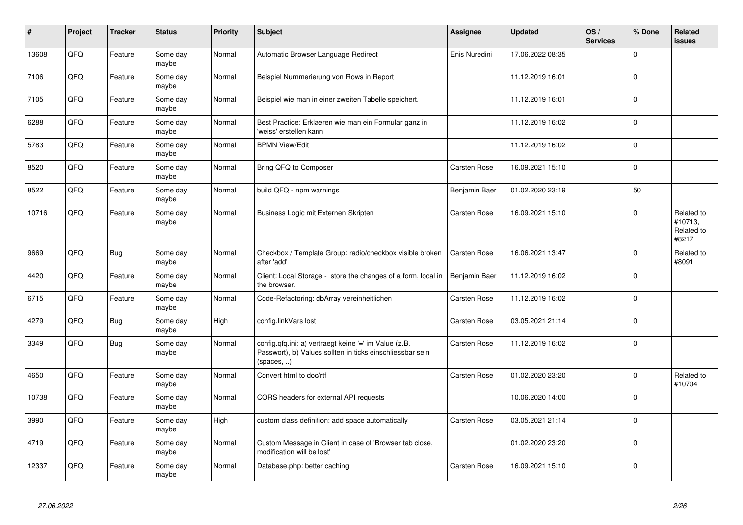| # | Project | Tracker | Status | Priority | Subject | Assignee | Updated | OS / Services | % Done | Related issues |
|---|---|---|---|---|---|---|---|---|---|---|
| 13608 | QFQ | Feature | Some day maybe | Normal | Automatic Browser Language Redirect | Enis Nuredini | 17.06.2022 08:35 | | 0 | |
| 7106 | QFQ | Feature | Some day maybe | Normal | Beispiel Nummerierung von Rows in Report | | 11.12.2019 16:01 | | 0 | |
| 7105 | QFQ | Feature | Some day maybe | Normal | Beispiel wie man in einer zweiten Tabelle speichert. | | 11.12.2019 16:01 | | 0 | |
| 6288 | QFQ | Feature | Some day maybe | Normal | Best Practice: Erklaeren wie man ein Formular ganz in 'weiss' erstellen kann | | 11.12.2019 16:02 | | 0 | |
| 5783 | QFQ | Feature | Some day maybe | Normal | BPMN View/Edit | | 11.12.2019 16:02 | | 0 | |
| 8520 | QFQ | Feature | Some day maybe | Normal | Bring QFQ to Composer | Carsten Rose | 16.09.2021 15:10 | | 0 | |
| 8522 | QFQ | Feature | Some day maybe | Normal | build QFQ - npm warnings | Benjamin Baer | 01.02.2020 23:19 | | 50 | |
| 10716 | QFQ | Feature | Some day maybe | Normal | Business Logic mit Externen Skripten | Carsten Rose | 16.09.2021 15:10 | | 0 | Related to #10713, Related to #8217 |
| 9669 | QFQ | Bug | Some day maybe | Normal | Checkbox / Template Group: radio/checkbox visible broken after 'add' | Carsten Rose | 16.06.2021 13:47 | | 0 | Related to #8091 |
| 4420 | QFQ | Feature | Some day maybe | Normal | Client: Local Storage - store the changes of a form, local in the browser. | Benjamin Baer | 11.12.2019 16:02 | | 0 | |
| 6715 | QFQ | Feature | Some day maybe | Normal | Code-Refactoring: dbArray vereinheitlichen | Carsten Rose | 11.12.2019 16:02 | | 0 | |
| 4279 | QFQ | Bug | Some day maybe | High | config.linkVars lost | Carsten Rose | 03.05.2021 21:14 | | 0 | |
| 3349 | QFQ | Bug | Some day maybe | Normal | config.qfq.ini: a) vertraegt keine '=' im Value (z.B. Passwort), b) Values sollten in ticks einschliessbar sein (spaces, ..) | Carsten Rose | 11.12.2019 16:02 | | 0 | |
| 4650 | QFQ | Feature | Some day maybe | Normal | Convert html to doc/rtf | Carsten Rose | 01.02.2020 23:20 | | 0 | Related to #10704 |
| 10738 | QFQ | Feature | Some day maybe | Normal | CORS headers for external API requests | | 10.06.2020 14:00 | | 0 | |
| 3990 | QFQ | Feature | Some day maybe | High | custom class definition: add space automatically | Carsten Rose | 03.05.2021 21:14 | | 0 | |
| 4719 | QFQ | Feature | Some day maybe | Normal | Custom Message in Client in case of 'Browser tab close, modification will be lost' | | 01.02.2020 23:20 | | 0 | |
| 12337 | QFQ | Feature | Some day maybe | Normal | Database.php: better caching | Carsten Rose | 16.09.2021 15:10 | | 0 | |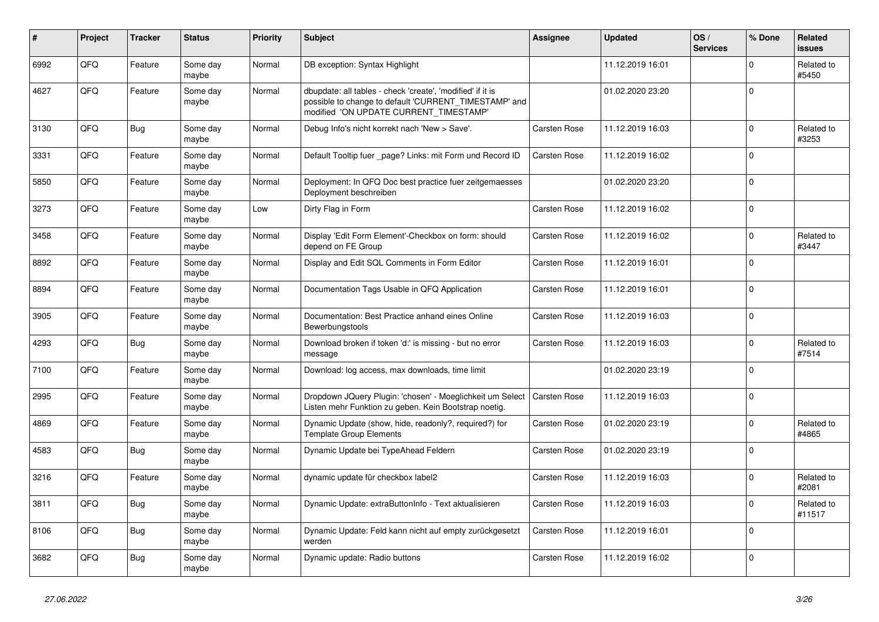| # | Project | Tracker | Status | Priority | Subject | Assignee | Updated | OS / Services | % Done | Related issues |
|---|---|---|---|---|---|---|---|---|---|---|
| 6992 | QFQ | Feature | Some day maybe | Normal | DB exception: Syntax Highlight | | 11.12.2019 16:01 | | 0 | Related to #5450 |
| 4627 | QFQ | Feature | Some day maybe | Normal | dbupdate: all tables - check 'create', 'modified' if it is possible to change to default 'CURRENT_TIMESTAMP' and modified 'ON UPDATE CURRENT_TIMESTAMP' | | 01.02.2020 23:20 | | 0 | |
| 3130 | QFQ | Bug | Some day maybe | Normal | Debug Info's nicht korrekt nach 'New > Save'. | Carsten Rose | 11.12.2019 16:03 | | 0 | Related to #3253 |
| 3331 | QFQ | Feature | Some day maybe | Normal | Default Tooltip fuer _page? Links: mit Form und Record ID | Carsten Rose | 11.12.2019 16:02 | | 0 | |
| 5850 | QFQ | Feature | Some day maybe | Normal | Deployment: In QFQ Doc best practice fuer zeitgemaesses Deployment beschreiben | | 01.02.2020 23:20 | | 0 | |
| 3273 | QFQ | Feature | Some day maybe | Low | Dirty Flag in Form | Carsten Rose | 11.12.2019 16:02 | | 0 | |
| 3458 | QFQ | Feature | Some day maybe | Normal | Display 'Edit Form Element'-Checkbox on form: should depend on FE Group | Carsten Rose | 11.12.2019 16:02 | | 0 | Related to #3447 |
| 8892 | QFQ | Feature | Some day maybe | Normal | Display and Edit SQL Comments in Form Editor | Carsten Rose | 11.12.2019 16:01 | | 0 | |
| 8894 | QFQ | Feature | Some day maybe | Normal | Documentation Tags Usable in QFQ Application | Carsten Rose | 11.12.2019 16:01 | | 0 | |
| 3905 | QFQ | Feature | Some day maybe | Normal | Documentation: Best Practice anhand eines Online Bewerbungstools | Carsten Rose | 11.12.2019 16:03 | | 0 | |
| 4293 | QFQ | Bug | Some day maybe | Normal | Download broken if token 'd:' is missing - but no error message | Carsten Rose | 11.12.2019 16:03 | | 0 | Related to #7514 |
| 7100 | QFQ | Feature | Some day maybe | Normal | Download: log access, max downloads, time limit | | 01.02.2020 23:19 | | 0 | |
| 2995 | QFQ | Feature | Some day maybe | Normal | Dropdown JQuery Plugin: 'chosen' - Moeglichkeit um Select Listen mehr Funktion zu geben. Kein Bootstrap noetig. | Carsten Rose | 11.12.2019 16:03 | | 0 | |
| 4869 | QFQ | Feature | Some day maybe | Normal | Dynamic Update (show, hide, readonly?, required?) for Template Group Elements | Carsten Rose | 01.02.2020 23:19 | | 0 | Related to #4865 |
| 4583 | QFQ | Bug | Some day maybe | Normal | Dynamic Update bei TypeAhead Feldern | Carsten Rose | 01.02.2020 23:19 | | 0 | |
| 3216 | QFQ | Feature | Some day maybe | Normal | dynamic update für checkbox label2 | Carsten Rose | 11.12.2019 16:03 | | 0 | Related to #2081 |
| 3811 | QFQ | Bug | Some day maybe | Normal | Dynamic Update: extraButtonInfo - Text aktualisieren | Carsten Rose | 11.12.2019 16:03 | | 0 | Related to #11517 |
| 8106 | QFQ | Bug | Some day maybe | Normal | Dynamic Update: Feld kann nicht auf empty zurückgesetzt werden | Carsten Rose | 11.12.2019 16:01 | | 0 | |
| 3682 | QFQ | Bug | Some day maybe | Normal | Dynamic update: Radio buttons | Carsten Rose | 11.12.2019 16:02 | | 0 | |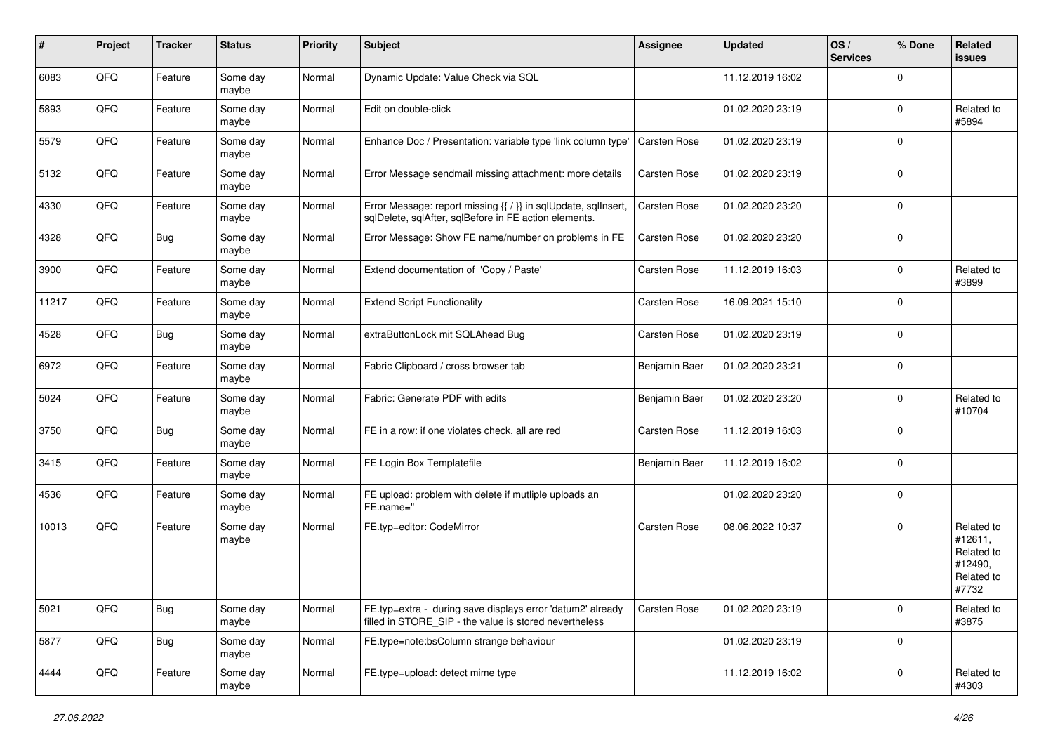| # | Project | Tracker | Status | Priority | Subject | Assignee | Updated | OS / Services | % Done | Related issues |
|---|---|---|---|---|---|---|---|---|---|---|
| 6083 | QFQ | Feature | Some day maybe | Normal | Dynamic Update: Value Check via SQL | | 11.12.2019 16:02 | | 0 | |
| 5893 | QFQ | Feature | Some day maybe | Normal | Edit on double-click | | 01.02.2020 23:19 | | 0 | Related to #5894 |
| 5579 | QFQ | Feature | Some day maybe | Normal | Enhance Doc / Presentation: variable type 'link column type' | Carsten Rose | 01.02.2020 23:19 | | 0 | |
| 5132 | QFQ | Feature | Some day maybe | Normal | Error Message sendmail missing attachment: more details | Carsten Rose | 01.02.2020 23:19 | | 0 | |
| 4330 | QFQ | Feature | Some day maybe | Normal | Error Message: report missing {{ / }} in sqlUpdate, sqlInsert, sqlDelete, sqlAfter, sqlBefore in FE action elements. | Carsten Rose | 01.02.2020 23:20 | | 0 | |
| 4328 | QFQ | Bug | Some day maybe | Normal | Error Message: Show FE name/number on problems in FE | Carsten Rose | 01.02.2020 23:20 | | 0 | |
| 3900 | QFQ | Feature | Some day maybe | Normal | Extend documentation of 'Copy / Paste' | Carsten Rose | 11.12.2019 16:03 | | 0 | Related to #3899 |
| 11217 | QFQ | Feature | Some day maybe | Normal | Extend Script Functionality | Carsten Rose | 16.09.2021 15:10 | | 0 | |
| 4528 | QFQ | Bug | Some day maybe | Normal | extraButtonLock mit SQLAhead Bug | Carsten Rose | 01.02.2020 23:19 | | 0 | |
| 6972 | QFQ | Feature | Some day maybe | Normal | Fabric Clipboard / cross browser tab | Benjamin Baer | 01.02.2020 23:21 | | 0 | |
| 5024 | QFQ | Feature | Some day maybe | Normal | Fabric: Generate PDF with edits | Benjamin Baer | 01.02.2020 23:20 | | 0 | Related to #10704 |
| 3750 | QFQ | Bug | Some day maybe | Normal | FE in a row: if one violates check, all are red | Carsten Rose | 11.12.2019 16:03 | | 0 | |
| 3415 | QFQ | Feature | Some day maybe | Normal | FE Login Box Templatefile | Benjamin Baer | 11.12.2019 16:02 | | 0 | |
| 4536 | QFQ | Feature | Some day maybe | Normal | FE upload: problem with delete if mutliple uploads an FE.name=" | | 01.02.2020 23:20 | | 0 | |
| 10013 | QFQ | Feature | Some day maybe | Normal | FE.typ=editor: CodeMirror | Carsten Rose | 08.06.2022 10:37 | | 0 | Related to #12611, Related to #12490, Related to #7732 |
| 5021 | QFQ | Bug | Some day maybe | Normal | FE.typ=extra - during save displays error 'datum2' already filled in STORE_SIP - the value is stored nevertheless | Carsten Rose | 01.02.2020 23:19 | | 0 | Related to #3875 |
| 5877 | QFQ | Bug | Some day maybe | Normal | FE.type=note:bsColumn strange behaviour | | 01.02.2020 23:19 | | 0 | |
| 4444 | QFQ | Feature | Some day maybe | Normal | FE.type=upload: detect mime type | | 11.12.2019 16:02 | | 0 | Related to #4303 |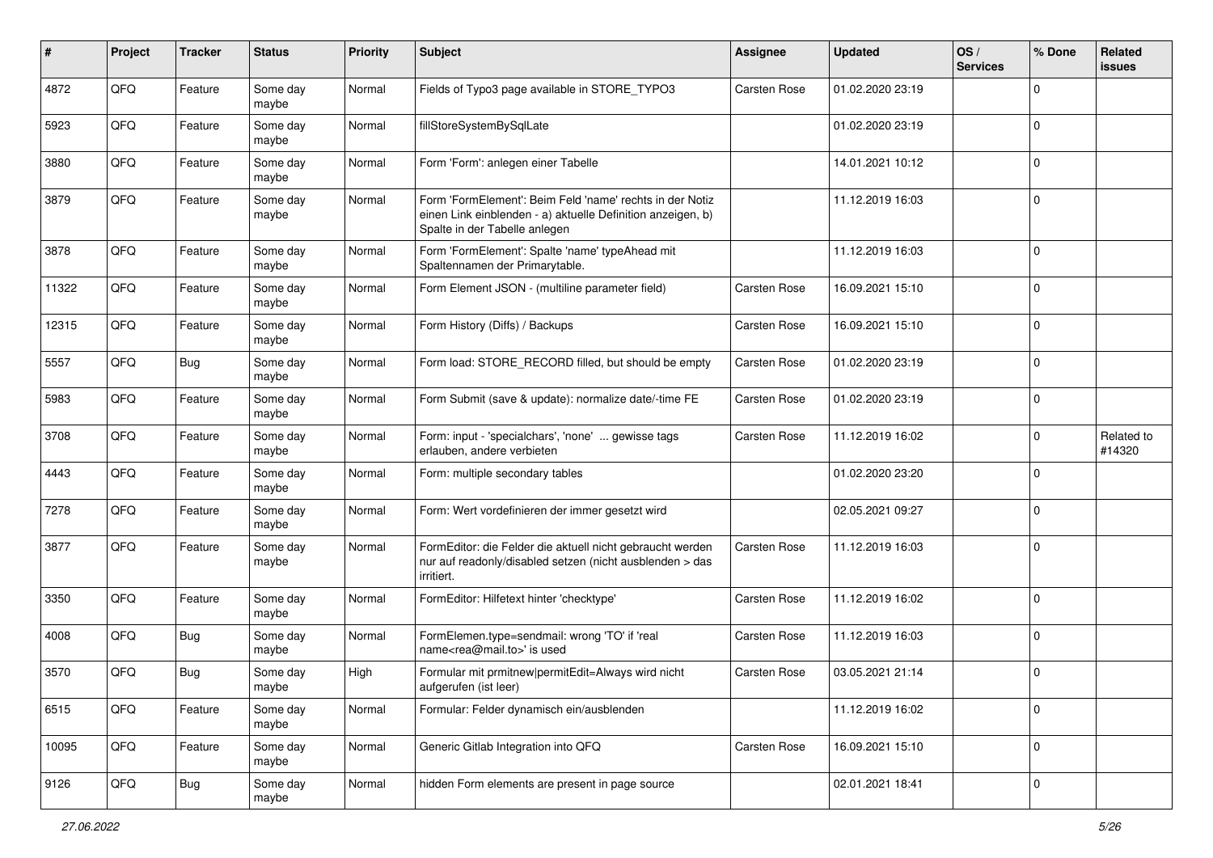| # | Project | Tracker | Status | Priority | Subject | Assignee | Updated | OS / Services | % Done | Related issues |
|---|---|---|---|---|---|---|---|---|---|---|
| 4872 | QFQ | Feature | Some day maybe | Normal | Fields of Typo3 page available in STORE_TYPO3 | Carsten Rose | 01.02.2020 23:19 | | 0 | |
| 5923 | QFQ | Feature | Some day maybe | Normal | fillStoreSystemBySqlLate | | 01.02.2020 23:19 | | 0 | |
| 3880 | QFQ | Feature | Some day maybe | Normal | Form 'Form': anlegen einer Tabelle | | 14.01.2021 10:12 | | 0 | |
| 3879 | QFQ | Feature | Some day maybe | Normal | Form 'FormElement': Beim Feld 'name' rechts in der Notiz einen Link einblenden - a) aktuelle Definition anzeigen, b) Spalte in der Tabelle anlegen | | 11.12.2019 16:03 | | 0 | |
| 3878 | QFQ | Feature | Some day maybe | Normal | Form 'FormElement': Spalte 'name' typeAhead mit Spaltennamen der Primarytable. | | 11.12.2019 16:03 | | 0 | |
| 11322 | QFQ | Feature | Some day maybe | Normal | Form Element JSON - (multiline parameter field) | Carsten Rose | 16.09.2021 15:10 | | 0 | |
| 12315 | QFQ | Feature | Some day maybe | Normal | Form History (Diffs) / Backups | Carsten Rose | 16.09.2021 15:10 | | 0 | |
| 5557 | QFQ | Bug | Some day maybe | Normal | Form load: STORE_RECORD filled, but should be empty | Carsten Rose | 01.02.2020 23:19 | | 0 | |
| 5983 | QFQ | Feature | Some day maybe | Normal | Form Submit (save & update): normalize date/-time FE | Carsten Rose | 01.02.2020 23:19 | | 0 | |
| 3708 | QFQ | Feature | Some day maybe | Normal | Form: input - 'specialchars', 'none' ... gewisse tags erlauben, andere verbieten | Carsten Rose | 11.12.2019 16:02 | | 0 | Related to #14320 |
| 4443 | QFQ | Feature | Some day maybe | Normal | Form: multiple secondary tables | | 01.02.2020 23:20 | | 0 | |
| 7278 | QFQ | Feature | Some day maybe | Normal | Form: Wert vordefinieren der immer gesetzt wird | | 02.05.2021 09:27 | | 0 | |
| 3877 | QFQ | Feature | Some day maybe | Normal | FormEditor: die Felder die aktuell nicht gebraucht werden nur auf readonly/disabled setzen (nicht ausblenden > das irritiert. | Carsten Rose | 11.12.2019 16:03 | | 0 | |
| 3350 | QFQ | Feature | Some day maybe | Normal | FormEditor: Hilfetext hinter 'checktype' | Carsten Rose | 11.12.2019 16:02 | | 0 | |
| 4008 | QFQ | Bug | Some day maybe | Normal | FormElemen.type=sendmail: wrong 'TO' if 'real name<rea@mail.to>' is used | Carsten Rose | 11.12.2019 16:03 | | 0 | |
| 3570 | QFQ | Bug | Some day maybe | High | Formular mit prmitnew\|permitEdit=Always wird nicht aufgerufen (ist leer) | Carsten Rose | 03.05.2021 21:14 | | 0 | |
| 6515 | QFQ | Feature | Some day maybe | Normal | Formular: Felder dynamisch ein/ausblenden | | 11.12.2019 16:02 | | 0 | |
| 10095 | QFQ | Feature | Some day maybe | Normal | Generic Gitlab Integration into QFQ | Carsten Rose | 16.09.2021 15:10 | | 0 | |
| 9126 | QFQ | Bug | Some day maybe | Normal | hidden Form elements are present in page source | | 02.01.2021 18:41 | | 0 | |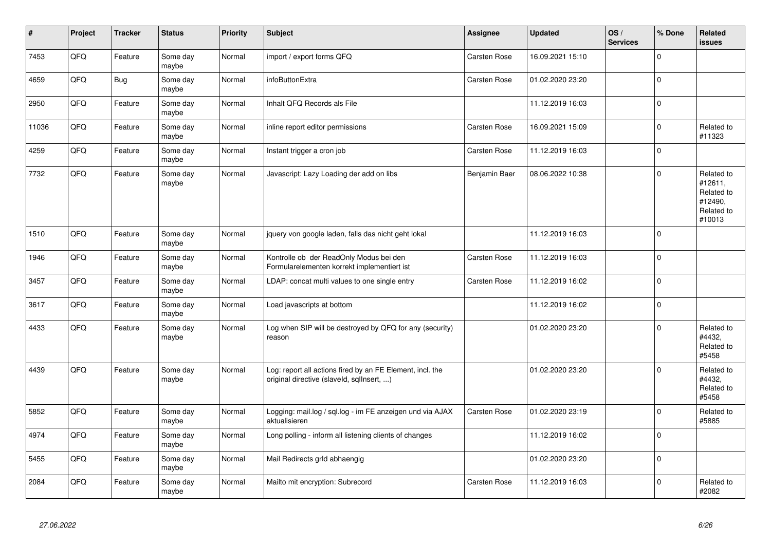| # | Project | Tracker | Status | Priority | Subject | Assignee | Updated | OS / Services | % Done | Related issues |
|---|---|---|---|---|---|---|---|---|---|---|
| 7453 | QFQ | Feature | Some day maybe | Normal | import / export forms QFQ | Carsten Rose | 16.09.2021 15:10 | | 0 | |
| 4659 | QFQ | Bug | Some day maybe | Normal | infoButtonExtra | Carsten Rose | 01.02.2020 23:20 | | 0 | |
| 2950 | QFQ | Feature | Some day maybe | Normal | Inhalt QFQ Records als File | | 11.12.2019 16:03 | | 0 | |
| 11036 | QFQ | Feature | Some day maybe | Normal | inline report editor permissions | Carsten Rose | 16.09.2021 15:09 | | 0 | Related to #11323 |
| 4259 | QFQ | Feature | Some day maybe | Normal | Instant trigger a cron job | Carsten Rose | 11.12.2019 16:03 | | 0 | |
| 7732 | QFQ | Feature | Some day maybe | Normal | Javascript: Lazy Loading der add on libs | Benjamin Baer | 08.06.2022 10:38 | | 0 | Related to #12611, Related to #12490, Related to #10013 |
| 1510 | QFQ | Feature | Some day maybe | Normal | jquery von google laden, falls das nicht geht lokal | | 11.12.2019 16:03 | | 0 | |
| 1946 | QFQ | Feature | Some day maybe | Normal | Kontrolle ob der ReadOnly Modus bei den Formularelementen korrekt implementiert ist | Carsten Rose | 11.12.2019 16:03 | | 0 | |
| 3457 | QFQ | Feature | Some day maybe | Normal | LDAP: concat multi values to one single entry | Carsten Rose | 11.12.2019 16:02 | | 0 | |
| 3617 | QFQ | Feature | Some day maybe | Normal | Load javascripts at bottom | | 11.12.2019 16:02 | | 0 | |
| 4433 | QFQ | Feature | Some day maybe | Normal | Log when SIP will be destroyed by QFQ for any (security) reason | | 01.02.2020 23:20 | | 0 | Related to #4432, Related to #5458 |
| 4439 | QFQ | Feature | Some day maybe | Normal | Log: report all actions fired by an FE Element, incl. the original directive (slaveId, sqlInsert, ...) | | 01.02.2020 23:20 | | 0 | Related to #4432, Related to #5458 |
| 5852 | QFQ | Feature | Some day maybe | Normal | Logging: mail.log / sql.log - im FE anzeigen und via AJAX aktualisieren | Carsten Rose | 01.02.2020 23:19 | | 0 | Related to #5885 |
| 4974 | QFQ | Feature | Some day maybe | Normal | Long polling - inform all listening clients of changes | | 11.12.2019 16:02 | | 0 | |
| 5455 | QFQ | Feature | Some day maybe | Normal | Mail Redirects grId abhaengig | | 01.02.2020 23:20 | | 0 | |
| 2084 | QFQ | Feature | Some day maybe | Normal | Mailto mit encryption: Subrecord | Carsten Rose | 11.12.2019 16:03 | | 0 | Related to #2082 |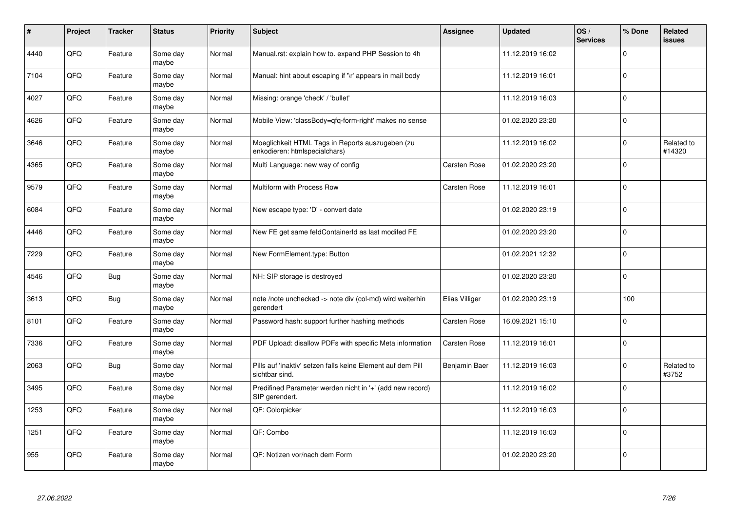| # | Project | Tracker | Status | Priority | Subject | Assignee | Updated | OS / Services | % Done | Related issues |
|---|---|---|---|---|---|---|---|---|---|---|
| 4440 | QFQ | Feature | Some day maybe | Normal | Manual.rst: explain how to. expand PHP Session to 4h | | 11.12.2019 16:02 | | 0 | |
| 7104 | QFQ | Feature | Some day maybe | Normal | Manual: hint about escaping if '\r' appears in mail body | | 11.12.2019 16:01 | | 0 | |
| 4027 | QFQ | Feature | Some day maybe | Normal | Missing: orange 'check' / 'bullet' | | 11.12.2019 16:03 | | 0 | |
| 4626 | QFQ | Feature | Some day maybe | Normal | Mobile View: 'classBody=qfq-form-right' makes no sense | | 01.02.2020 23:20 | | 0 | |
| 3646 | QFQ | Feature | Some day maybe | Normal | Moeglichkeit HTML Tags in Reports auszugeben (zu enkodieren: htmlspecialchars) | | 11.12.2019 16:02 | | 0 | Related to #14320 |
| 4365 | QFQ | Feature | Some day maybe | Normal | Multi Language: new way of config | Carsten Rose | 01.02.2020 23:20 | | 0 | |
| 9579 | QFQ | Feature | Some day maybe | Normal | Multiform with Process Row | Carsten Rose | 11.12.2019 16:01 | | 0 | |
| 6084 | QFQ | Feature | Some day maybe | Normal | New escape type: 'D' - convert date | | 01.02.2020 23:19 | | 0 | |
| 4446 | QFQ | Feature | Some day maybe | Normal | New FE get same feldContainerId as last modifed FE | | 01.02.2020 23:20 | | 0 | |
| 7229 | QFQ | Feature | Some day maybe | Normal | New FormElement.type: Button | | 01.02.2021 12:32 | | 0 | |
| 4546 | QFQ | Bug | Some day maybe | Normal | NH: SIP storage is destroyed | | 01.02.2020 23:20 | | 0 | |
| 3613 | QFQ | Bug | Some day maybe | Normal | note /note unchecked -> note div (col-md) wird weiterhin gerendert | Elias Villiger | 01.02.2020 23:19 | | 100 | |
| 8101 | QFQ | Feature | Some day maybe | Normal | Password hash: support further hashing methods | Carsten Rose | 16.09.2021 15:10 | | 0 | |
| 7336 | QFQ | Feature | Some day maybe | Normal | PDF Upload: disallow PDFs with specific Meta information | Carsten Rose | 11.12.2019 16:01 | | 0 | |
| 2063 | QFQ | Bug | Some day maybe | Normal | Pills auf 'inaktiv' setzen falls keine Element auf dem Pill sichtbar sind. | Benjamin Baer | 11.12.2019 16:03 | | 0 | Related to #3752 |
| 3495 | QFQ | Feature | Some day maybe | Normal | Predifined Parameter werden nicht in '+' (add new record) SIP gerendert. | | 11.12.2019 16:02 | | 0 | |
| 1253 | QFQ | Feature | Some day maybe | Normal | QF: Colorpicker | | 11.12.2019 16:03 | | 0 | |
| 1251 | QFQ | Feature | Some day maybe | Normal | QF: Combo | | 11.12.2019 16:03 | | 0 | |
| 955 | QFQ | Feature | Some day maybe | Normal | QF: Notizen vor/nach dem Form | | 01.02.2020 23:20 | | 0 | |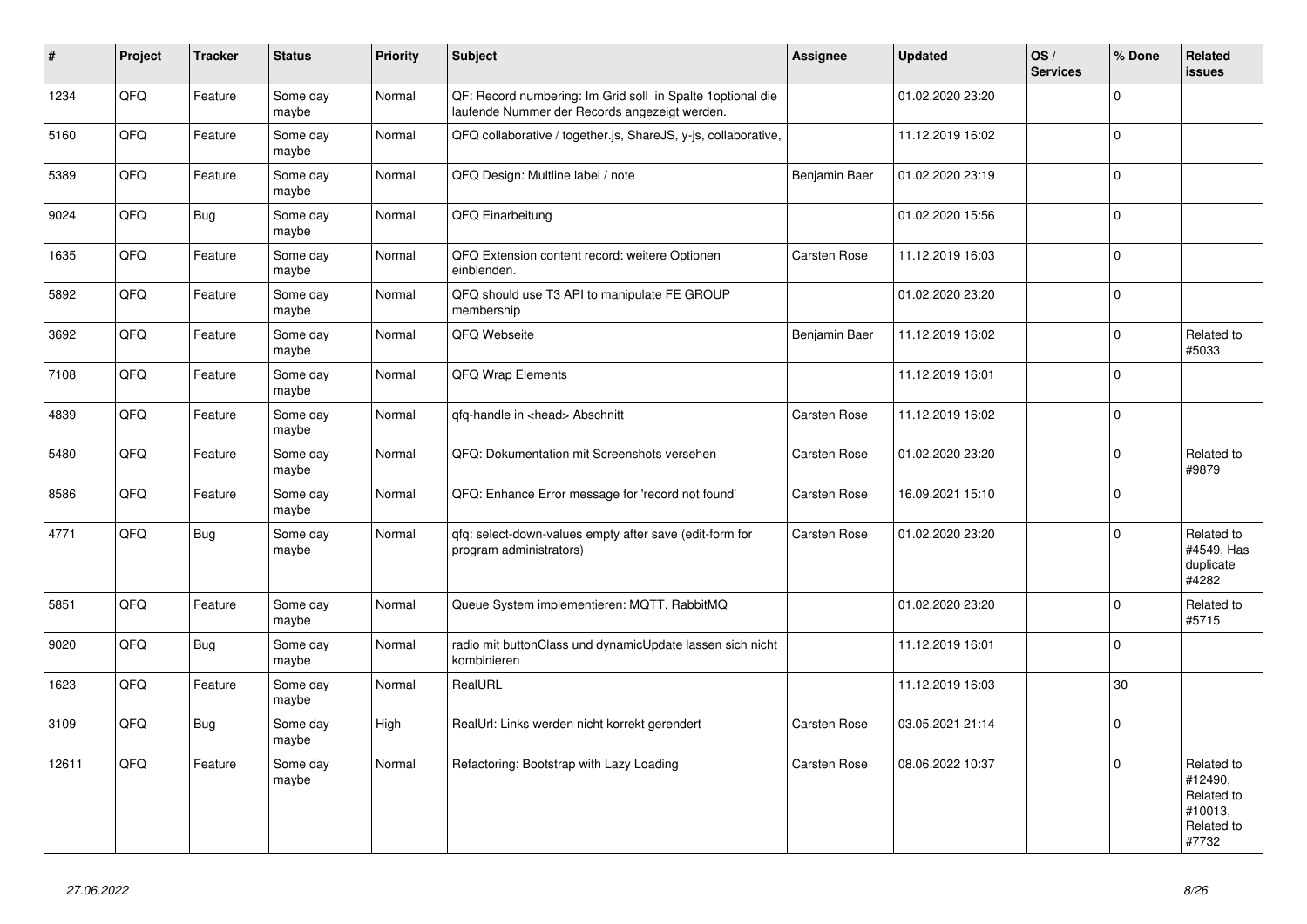| # | Project | Tracker | Status | Priority | Subject | Assignee | Updated | OS / Services | % Done | Related issues |
|---|---|---|---|---|---|---|---|---|---|---|
| 1234 | QFQ | Feature | Some day maybe | Normal | QF: Record numbering: Im Grid soll in Spalte 1optional die laufende Nummer der Records angezeigt werden. | | 01.02.2020 23:20 | | 0 | |
| 5160 | QFQ | Feature | Some day maybe | Normal | QFQ collaborative / together.js, ShareJS, y-js, collaborative, | | 11.12.2019 16:02 | | 0 | |
| 5389 | QFQ | Feature | Some day maybe | Normal | QFQ Design: Multline label / note | Benjamin Baer | 01.02.2020 23:19 | | 0 | |
| 9024 | QFQ | Bug | Some day maybe | Normal | QFQ Einarbeitung | | 01.02.2020 15:56 | | 0 | |
| 1635 | QFQ | Feature | Some day maybe | Normal | QFQ Extension content record: weitere Optionen einblenden. | Carsten Rose | 11.12.2019 16:03 | | 0 | |
| 5892 | QFQ | Feature | Some day maybe | Normal | QFQ should use T3 API to manipulate FE GROUP membership | | 01.02.2020 23:20 | | 0 | |
| 3692 | QFQ | Feature | Some day maybe | Normal | QFQ Webseite | Benjamin Baer | 11.12.2019 16:02 | | 0 | Related to #5033 |
| 7108 | QFQ | Feature | Some day maybe | Normal | QFQ Wrap Elements | | 11.12.2019 16:01 | | 0 | |
| 4839 | QFQ | Feature | Some day maybe | Normal | qfq-handle in <head> Abschnitt | Carsten Rose | 11.12.2019 16:02 | | 0 | |
| 5480 | QFQ | Feature | Some day maybe | Normal | QFQ: Dokumentation mit Screenshots versehen | Carsten Rose | 01.02.2020 23:20 | | 0 | Related to #9879 |
| 8586 | QFQ | Feature | Some day maybe | Normal | QFQ: Enhance Error message for 'record not found' | Carsten Rose | 16.09.2021 15:10 | | 0 | |
| 4771 | QFQ | Bug | Some day maybe | Normal | qfq: select-down-values empty after save (edit-form for program administrators) | Carsten Rose | 01.02.2020 23:20 | | 0 | Related to #4549, Has duplicate #4282 |
| 5851 | QFQ | Feature | Some day maybe | Normal | Queue System implementieren: MQTT, RabbitMQ | | 01.02.2020 23:20 | | 0 | Related to #5715 |
| 9020 | QFQ | Bug | Some day maybe | Normal | radio mit buttonClass und dynamicUpdate lassen sich nicht kombinieren | | 11.12.2019 16:01 | | 0 | |
| 1623 | QFQ | Feature | Some day maybe | Normal | RealURL | | 11.12.2019 16:03 | | 30 | |
| 3109 | QFQ | Bug | Some day maybe | High | RealUrl: Links werden nicht korrekt gerendert | Carsten Rose | 03.05.2021 21:14 | | 0 | |
| 12611 | QFQ | Feature | Some day maybe | Normal | Refactoring: Bootstrap with Lazy Loading | Carsten Rose | 08.06.2022 10:37 | | 0 | Related to #12490, Related to #10013, Related to #7732 |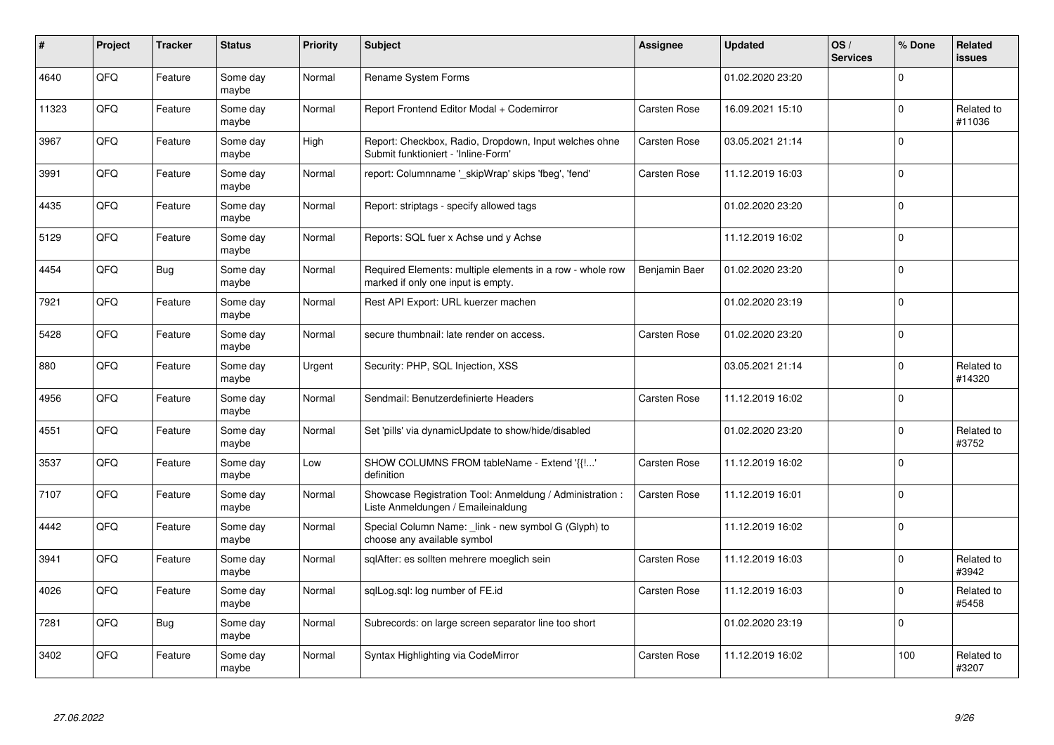| # | Project | Tracker | Status | Priority | Subject | Assignee | Updated | OS / Services | % Done | Related issues |
|---|---|---|---|---|---|---|---|---|---|---|
| 4640 | QFQ | Feature | Some day maybe | Normal | Rename System Forms | | 01.02.2020 23:20 | | 0 | |
| 11323 | QFQ | Feature | Some day maybe | Normal | Report Frontend Editor Modal + Codemirror | Carsten Rose | 16.09.2021 15:10 | | 0 | Related to #11036 |
| 3967 | QFQ | Feature | Some day maybe | High | Report: Checkbox, Radio, Dropdown, Input welches ohne Submit funktioniert - 'Inline-Form' | Carsten Rose | 03.05.2021 21:14 | | 0 | |
| 3991 | QFQ | Feature | Some day maybe | Normal | report: Columnname '_skipWrap' skips 'fbeg', 'fend' | Carsten Rose | 11.12.2019 16:03 | | 0 | |
| 4435 | QFQ | Feature | Some day maybe | Normal | Report: striptags - specify allowed tags | | 01.02.2020 23:20 | | 0 | |
| 5129 | QFQ | Feature | Some day maybe | Normal | Reports: SQL fuer x Achse und y Achse | | 11.12.2019 16:02 | | 0 | |
| 4454 | QFQ | Bug | Some day maybe | Normal | Required Elements: multiple elements in a row - whole row marked if only one input is empty. | Benjamin Baer | 01.02.2020 23:20 | | 0 | |
| 7921 | QFQ | Feature | Some day maybe | Normal | Rest API Export: URL kuerzer machen | | 01.02.2020 23:19 | | 0 | |
| 5428 | QFQ | Feature | Some day maybe | Normal | secure thumbnail: late render on access. | Carsten Rose | 01.02.2020 23:20 | | 0 | |
| 880 | QFQ | Feature | Some day maybe | Urgent | Security: PHP, SQL Injection, XSS | | 03.05.2021 21:14 | | 0 | Related to #14320 |
| 4956 | QFQ | Feature | Some day maybe | Normal | Sendmail: Benutzerdefinierte Headers | Carsten Rose | 11.12.2019 16:02 | | 0 | |
| 4551 | QFQ | Feature | Some day maybe | Normal | Set 'pills' via dynamicUpdate to show/hide/disabled | | 01.02.2020 23:20 | | 0 | Related to #3752 |
| 3537 | QFQ | Feature | Some day maybe | Low | SHOW COLUMNS FROM tableName - Extend '{{!...' definition | Carsten Rose | 11.12.2019 16:02 | | 0 | |
| 7107 | QFQ | Feature | Some day maybe | Normal | Showcase Registration Tool: Anmeldung / Administration : Liste Anmeldungen / Emaileinaldung | Carsten Rose | 11.12.2019 16:01 | | 0 | |
| 4442 | QFQ | Feature | Some day maybe | Normal | Special Column Name: _link - new symbol G (Glyph) to choose any available symbol | | 11.12.2019 16:02 | | 0 | |
| 3941 | QFQ | Feature | Some day maybe | Normal | sqlAfter: es sollten mehrere moeglich sein | Carsten Rose | 11.12.2019 16:03 | | 0 | Related to #3942 |
| 4026 | QFQ | Feature | Some day maybe | Normal | sqlLog.sql: log number of FE.id | Carsten Rose | 11.12.2019 16:03 | | 0 | Related to #5458 |
| 7281 | QFQ | Bug | Some day maybe | Normal | Subrecords: on large screen separator line too short | | 01.02.2020 23:19 | | 0 | |
| 3402 | QFQ | Feature | Some day maybe | Normal | Syntax Highlighting via CodeMirror | Carsten Rose | 11.12.2019 16:02 | | 100 | Related to #3207 |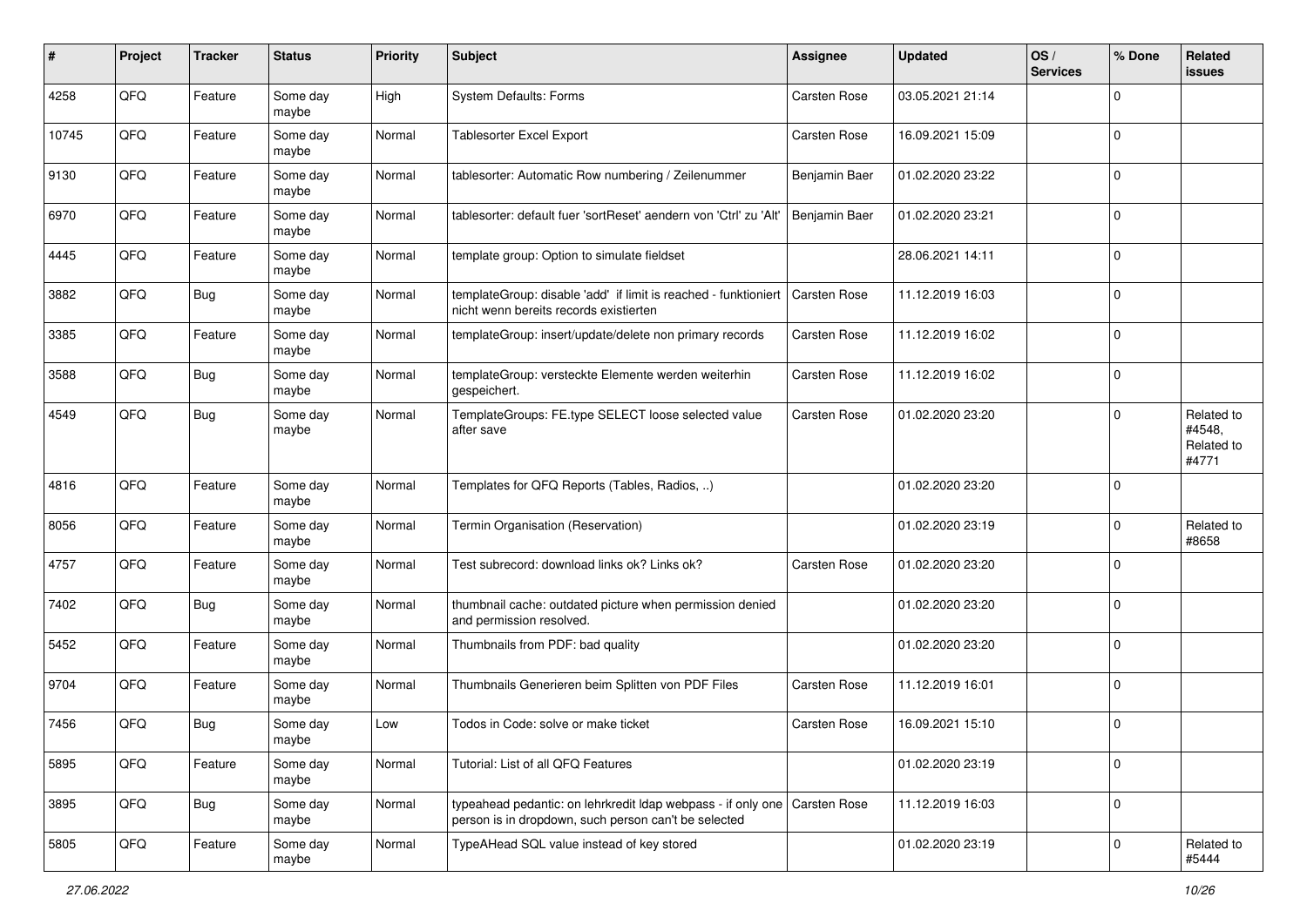| # | Project | Tracker | Status | Priority | Subject | Assignee | Updated | OS / Services | % Done | Related issues |
|---|---|---|---|---|---|---|---|---|---|---|
| 4258 | QFQ | Feature | Some day maybe | High | System Defaults: Forms | Carsten Rose | 03.05.2021 21:14 | | 0 | |
| 10745 | QFQ | Feature | Some day maybe | Normal | Tablesorter Excel Export | Carsten Rose | 16.09.2021 15:09 | | 0 | |
| 9130 | QFQ | Feature | Some day maybe | Normal | tablesorter: Automatic Row numbering / Zeilenummer | Benjamin Baer | 01.02.2020 23:22 | | 0 | |
| 6970 | QFQ | Feature | Some day maybe | Normal | tablesorter: default fuer 'sortReset' aendern von 'Ctrl' zu 'Alt' | Benjamin Baer | 01.02.2020 23:21 | | 0 | |
| 4445 | QFQ | Feature | Some day maybe | Normal | template group: Option to simulate fieldset | | 28.06.2021 14:11 | | 0 | |
| 3882 | QFQ | Bug | Some day maybe | Normal | templateGroup: disable 'add' if limit is reached - funktioniert nicht wenn bereits records existierten | Carsten Rose | 11.12.2019 16:03 | | 0 | |
| 3385 | QFQ | Feature | Some day maybe | Normal | templateGroup: insert/update/delete non primary records | Carsten Rose | 11.12.2019 16:02 | | 0 | |
| 3588 | QFQ | Bug | Some day maybe | Normal | templateGroup: versteckte Elemente werden weiterhin gespeichert. | Carsten Rose | 11.12.2019 16:02 | | 0 | |
| 4549 | QFQ | Bug | Some day maybe | Normal | TemplateGroups: FE.type SELECT loose selected value after save | Carsten Rose | 01.02.2020 23:20 | | 0 | Related to #4548, Related to #4771 |
| 4816 | QFQ | Feature | Some day maybe | Normal | Templates for QFQ Reports (Tables, Radios, ..) | | 01.02.2020 23:20 | | 0 | |
| 8056 | QFQ | Feature | Some day maybe | Normal | Termin Organisation (Reservation) | | 01.02.2020 23:19 | | 0 | Related to #8658 |
| 4757 | QFQ | Feature | Some day maybe | Normal | Test subrecord: download links ok? Links ok? | Carsten Rose | 01.02.2020 23:20 | | 0 | |
| 7402 | QFQ | Bug | Some day maybe | Normal | thumbnail cache: outdated picture when permission denied and permission resolved. | | 01.02.2020 23:20 | | 0 | |
| 5452 | QFQ | Feature | Some day maybe | Normal | Thumbnails from PDF: bad quality | | 01.02.2020 23:20 | | 0 | |
| 9704 | QFQ | Feature | Some day maybe | Normal | Thumbnails Generieren beim Splitten von PDF Files | Carsten Rose | 11.12.2019 16:01 | | 0 | |
| 7456 | QFQ | Bug | Some day maybe | Low | Todos in Code: solve or make ticket | Carsten Rose | 16.09.2021 15:10 | | 0 | |
| 5895 | QFQ | Feature | Some day maybe | Normal | Tutorial: List of all QFQ Features | | 01.02.2020 23:19 | | 0 | |
| 3895 | QFQ | Bug | Some day maybe | Normal | typeahead pedantic: on lehrkredit ldap webpass - if only one person is in dropdown, such person can't be selected | Carsten Rose | 11.12.2019 16:03 | | 0 | |
| 5805 | QFQ | Feature | Some day maybe | Normal | TypeAHead SQL value instead of key stored | | 01.02.2020 23:19 | | 0 | Related to #5444 |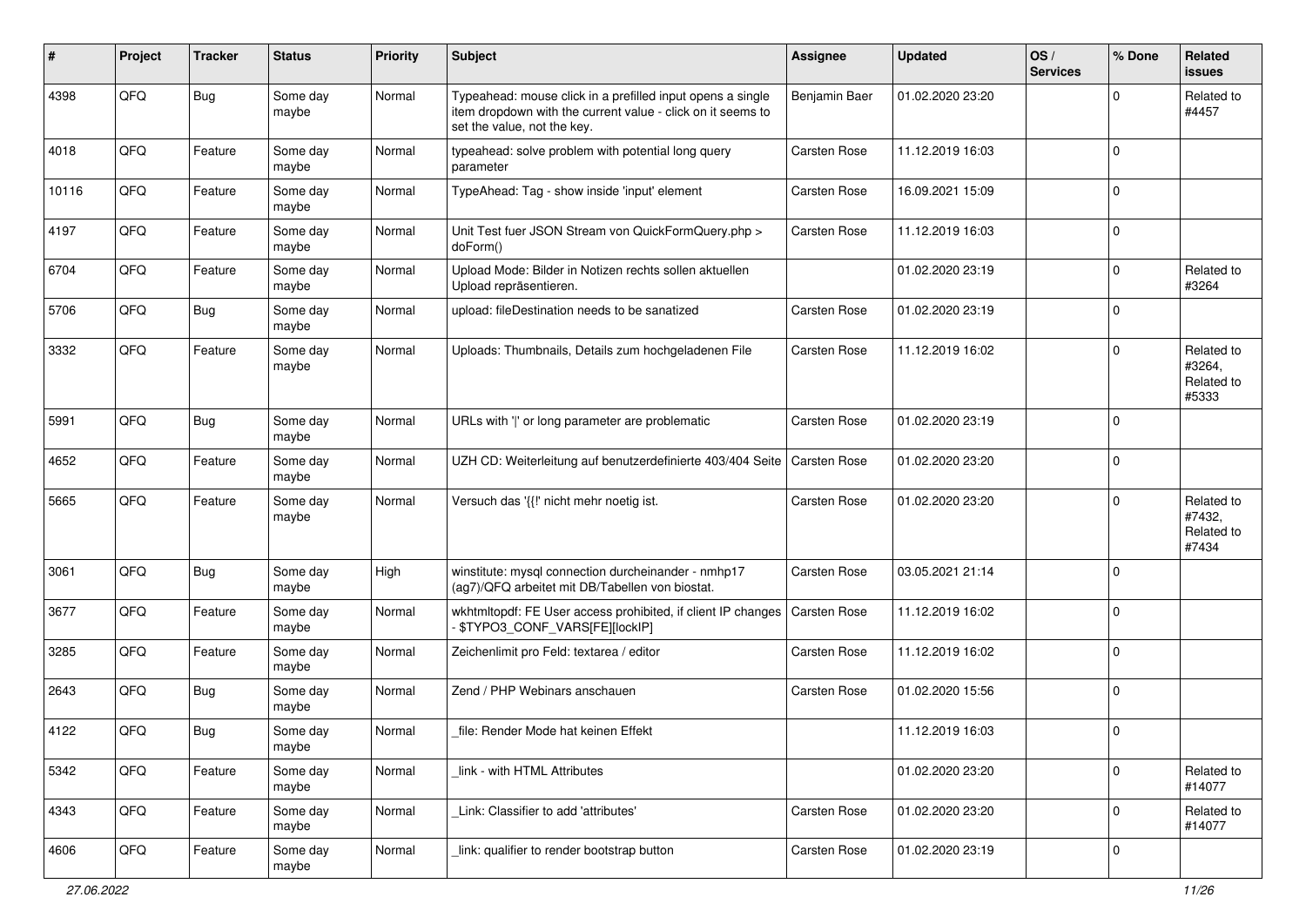| # | Project | Tracker | Status | Priority | Subject | Assignee | Updated | OS / Services | % Done | Related issues |
|---|---|---|---|---|---|---|---|---|---|---|
| 4398 | QFQ | Bug | Some day maybe | Normal | Typeahead: mouse click in a prefilled input opens a single item dropdown with the current value - click on it seems to set the value, not the key. | Benjamin Baer | 01.02.2020 23:20 | | 0 | Related to #4457 |
| 4018 | QFQ | Feature | Some day maybe | Normal | typeahead: solve problem with potential long query parameter | Carsten Rose | 11.12.2019 16:03 | | 0 | |
| 10116 | QFQ | Feature | Some day maybe | Normal | TypeAhead: Tag - show inside 'input' element | Carsten Rose | 16.09.2021 15:09 | | 0 | |
| 4197 | QFQ | Feature | Some day maybe | Normal | Unit Test fuer JSON Stream von QuickFormQuery.php > doForm() | Carsten Rose | 11.12.2019 16:03 | | 0 | |
| 6704 | QFQ | Feature | Some day maybe | Normal | Upload Mode: Bilder in Notizen rechts sollen aktuellen Upload repräsentieren. | | 01.02.2020 23:19 | | 0 | Related to #3264 |
| 5706 | QFQ | Bug | Some day maybe | Normal | upload: fileDestination needs to be sanatized | Carsten Rose | 01.02.2020 23:19 | | 0 | |
| 3332 | QFQ | Feature | Some day maybe | Normal | Uploads: Thumbnails, Details zum hochgeladenen File | Carsten Rose | 11.12.2019 16:02 | | 0 | Related to #3264, Related to #5333 |
| 5991 | QFQ | Bug | Some day maybe | Normal | URLs with '\|' or long parameter are problematic | Carsten Rose | 01.02.2020 23:19 | | 0 | |
| 4652 | QFQ | Feature | Some day maybe | Normal | UZH CD: Weiterleitung auf benutzerdefinierte 403/404 Seite | Carsten Rose | 01.02.2020 23:20 | | 0 | |
| 5665 | QFQ | Feature | Some day maybe | Normal | Versuch das '{{!' nicht mehr noetig ist. | Carsten Rose | 01.02.2020 23:20 | | 0 | Related to #7432, Related to #7434 |
| 3061 | QFQ | Bug | Some day maybe | High | winstitute: mysql connection durcheinander - nmhp17 (ag7)/QFQ arbeitet mit DB/Tabellen von biostat. | Carsten Rose | 03.05.2021 21:14 | | 0 | |
| 3677 | QFQ | Feature | Some day maybe | Normal | wkhtmltopdf: FE User access prohibited, if client IP changes - $TYPO3_CONF_VARS[FE][lockIP] | Carsten Rose | 11.12.2019 16:02 | | 0 | |
| 3285 | QFQ | Feature | Some day maybe | Normal | Zeichenlimit pro Feld: textarea / editor | Carsten Rose | 11.12.2019 16:02 | | 0 | |
| 2643 | QFQ | Bug | Some day maybe | Normal | Zend / PHP Webinars anschauen | Carsten Rose | 01.02.2020 15:56 | | 0 | |
| 4122 | QFQ | Bug | Some day maybe | Normal | _file: Render Mode hat keinen Effekt | | 11.12.2019 16:03 | | 0 | |
| 5342 | QFQ | Feature | Some day maybe | Normal | _link - with HTML Attributes | | 01.02.2020 23:20 | | 0 | Related to #14077 |
| 4343 | QFQ | Feature | Some day maybe | Normal | _Link: Classifier to add 'attributes' | Carsten Rose | 01.02.2020 23:20 | | 0 | Related to #14077 |
| 4606 | QFQ | Feature | Some day maybe | Normal | _link: qualifier to render bootstrap button | Carsten Rose | 01.02.2020 23:19 | | 0 | |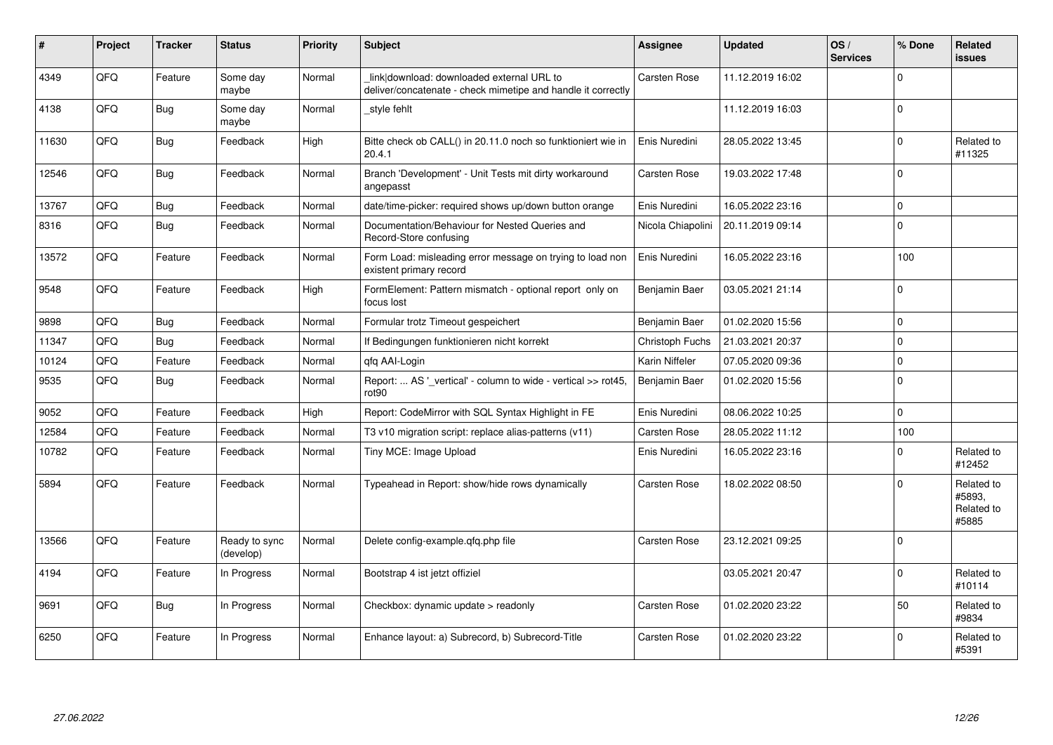| # | Project | Tracker | Status | Priority | Subject | Assignee | Updated | OS / Services | % Done | Related issues |
|---|---|---|---|---|---|---|---|---|---|---|
| 4349 | QFO | Feature | Some day maybe | Normal | _link\|download: downloaded external URL to deliver/concatenate - check mimetipe and handle it correctly | Carsten Rose | 11.12.2019 16:02 | | 0 | |
| 4138 | QFO | Bug | Some day maybe | Normal | _style fehlt | | 11.12.2019 16:03 | | 0 | |
| 11630 | QFO | Bug | Feedback | High | Bitte check ob CALL() in 20.11.0 noch so funktioniert wie in 20.4.1 | Enis Nuredini | 28.05.2022 13:45 | | 0 | Related to #11325 |
| 12546 | QFO | Bug | Feedback | Normal | Branch 'Development' - Unit Tests mit dirty workaround angepasst | Carsten Rose | 19.03.2022 17:48 | | 0 | |
| 13767 | QFO | Bug | Feedback | Normal | date/time-picker: required shows up/down button orange | Enis Nuredini | 16.05.2022 23:16 | | 0 | |
| 8316 | QFO | Bug | Feedback | Normal | Documentation/Behaviour for Nested Queries and Record-Store confusing | Nicola Chiapolini | 20.11.2019 09:14 | | 0 | |
| 13572 | QFO | Feature | Feedback | Normal | Form Load: misleading error message on trying to load non existent primary record | Enis Nuredini | 16.05.2022 23:16 | | 100 | |
| 9548 | QFO | Feature | Feedback | High | FormElement: Pattern mismatch - optional report only on focus lost | Benjamin Baer | 03.05.2021 21:14 | | 0 | |
| 9898 | QFO | Bug | Feedback | Normal | Formular trotz Timeout gespeichert | Benjamin Baer | 01.02.2020 15:56 | | 0 | |
| 11347 | QFO | Bug | Feedback | Normal | If Bedingungen funktionieren nicht korrekt | Christoph Fuchs | 21.03.2021 20:37 | | 0 | |
| 10124 | QFO | Feature | Feedback | Normal | qfq AAI-Login | Karin Niffeler | 07.05.2020 09:36 | | 0 | |
| 9535 | QFO | Bug | Feedback | Normal | Report: ... AS '_vertical' - column to wide - vertical >> rot45, rot90 | Benjamin Baer | 01.02.2020 15:56 | | 0 | |
| 9052 | QFO | Feature | Feedback | High | Report: CodeMirror with SQL Syntax Highlight in FE | Enis Nuredini | 08.06.2022 10:25 | | 0 | |
| 12584 | QFO | Feature | Feedback | Normal | T3 v10 migration script: replace alias-patterns (v11) | Carsten Rose | 28.05.2022 11:12 | | 100 | |
| 10782 | QFO | Feature | Feedback | Normal | Tiny MCE: Image Upload | Enis Nuredini | 16.05.2022 23:16 | | 0 | Related to #12452 |
| 5894 | QFO | Feature | Feedback | Normal | Typeahead in Report: show/hide rows dynamically | Carsten Rose | 18.02.2022 08:50 | | 0 | Related to #5893, Related to #5885 |
| 13566 | QFO | Feature | Ready to sync (develop) | Normal | Delete config-example.qfq.php file | Carsten Rose | 23.12.2021 09:25 | | 0 | |
| 4194 | QFO | Feature | In Progress | Normal | Bootstrap 4 ist jetzt offiziel | | 03.05.2021 20:47 | | 0 | Related to #10114 |
| 9691 | QFO | Bug | In Progress | Normal | Checkbox: dynamic update > readonly | Carsten Rose | 01.02.2020 23:22 | | 50 | Related to #9834 |
| 6250 | QFO | Feature | In Progress | Normal | Enhance layout: a) Subrecord, b) Subrecord-Title | Carsten Rose | 01.02.2020 23:22 | | 0 | Related to #5391 |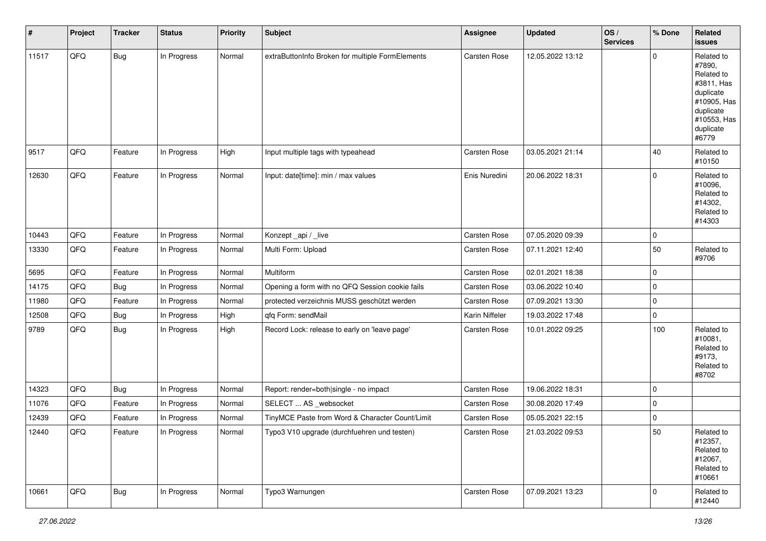| # | Project | Tracker | Status | Priority | Subject | Assignee | Updated | OS / Services | % Done | Related issues |
|---|---|---|---|---|---|---|---|---|---|---|
| 11517 | QFQ | Bug | In Progress | Normal | extraButtonInfo Broken for multiple FormElements | Carsten Rose | 12.05.2022 13:12 | | 0 | Related to #7890, Related to #3811, Has duplicate #10905, Has duplicate #10553, Has duplicate #6779 |
| 9517 | QFQ | Feature | In Progress | High | Input multiple tags with typeahead | Carsten Rose | 03.05.2021 21:14 | | 40 | Related to #10150 |
| 12630 | QFQ | Feature | In Progress | Normal | Input: date[time]: min / max values | Enis Nuredini | 20.06.2022 18:31 | | 0 | Related to #10096, Related to #14302, Related to #14303 |
| 10443 | QFQ | Feature | In Progress | Normal | Konzept _api / _live | Carsten Rose | 07.05.2020 09:39 | | 0 | |
| 13330 | QFQ | Feature | In Progress | Normal | Multi Form: Upload | Carsten Rose | 07.11.2021 12:40 | | 50 | Related to #9706 |
| 5695 | QFQ | Feature | In Progress | Normal | Multiform | Carsten Rose | 02.01.2021 18:38 | | 0 | |
| 14175 | QFQ | Bug | In Progress | Normal | Opening a form with no QFQ Session cookie fails | Carsten Rose | 03.06.2022 10:40 | | 0 | |
| 11980 | QFQ | Feature | In Progress | Normal | protected verzeichnis MUSS geschützt werden | Carsten Rose | 07.09.2021 13:30 | | 0 | |
| 12508 | QFQ | Bug | In Progress | High | qfq Form: sendMail | Karin Niffeler | 19.03.2022 17:48 | | 0 | |
| 9789 | QFQ | Bug | In Progress | High | Record Lock: release to early on 'leave page' | Carsten Rose | 10.01.2022 09:25 | | 100 | Related to #10081, Related to #9173, Related to #8702 |
| 14323 | QFQ | Bug | In Progress | Normal | Report: render=both\|single - no impact | Carsten Rose | 19.06.2022 18:31 | | 0 | |
| 11076 | QFQ | Feature | In Progress | Normal | SELECT ... AS _websocket | Carsten Rose | 30.08.2020 17:49 | | 0 | |
| 12439 | QFQ | Feature | In Progress | Normal | TinyMCE Paste from Word & Character Count/Limit | Carsten Rose | 05.05.2021 22:15 | | 0 | |
| 12440 | QFQ | Feature | In Progress | Normal | Typo3 V10 upgrade (durchfuehren und testen) | Carsten Rose | 21.03.2022 09:53 | | 50 | Related to #12357, Related to #12067, Related to #10661 |
| 10661 | QFQ | Bug | In Progress | Normal | Typo3 Warnungen | Carsten Rose | 07.09.2021 13:23 | | 0 | Related to #12440 |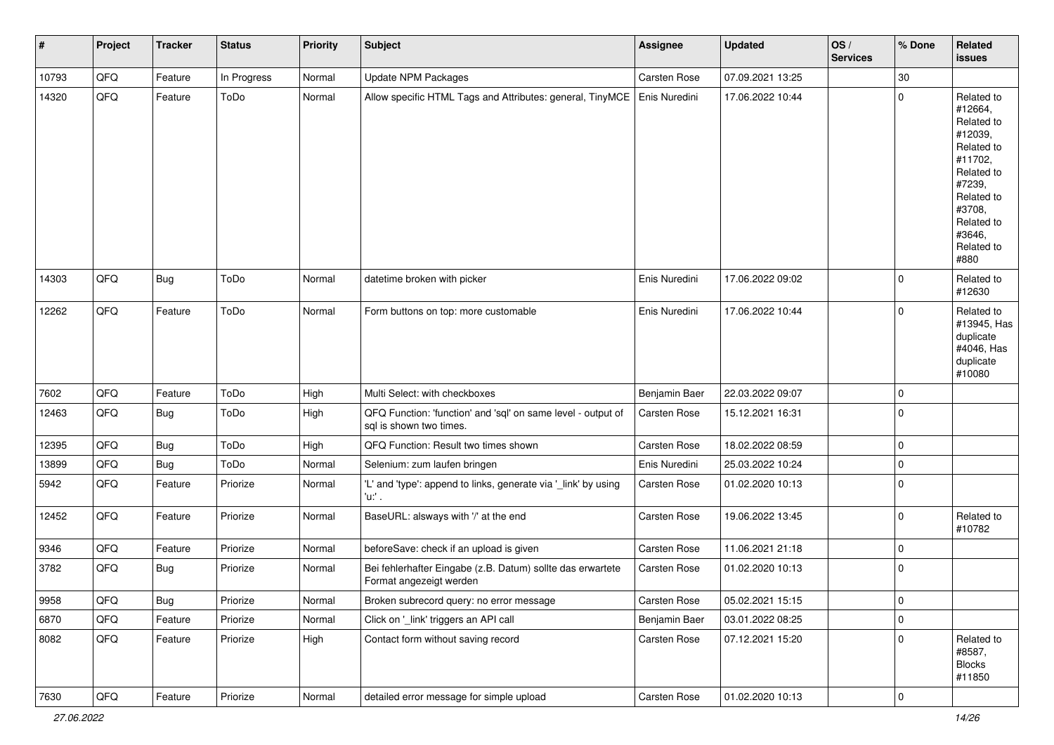| # | Project | Tracker | Status | Priority | Subject | Assignee | Updated | OS / Services | % Done | Related issues |
|---|---|---|---|---|---|---|---|---|---|---|
| 10793 | QFQ | Feature | In Progress | Normal | Update NPM Packages | Carsten Rose | 07.09.2021 13:25 | | 30 | |
| 14320 | QFQ | Feature | ToDo | Normal | Allow specific HTML Tags and Attributes: general, TinyMCE | Enis Nuredini | 17.06.2022 10:44 | | 0 | Related to #12664, Related to #12039, Related to #11702, Related to #7239, Related to #3708, Related to #3646, Related to #880 |
| 14303 | QFQ | Bug | ToDo | Normal | datetime broken with picker | Enis Nuredini | 17.06.2022 09:02 | | 0 | Related to #12630 |
| 12262 | QFQ | Feature | ToDo | Normal | Form buttons on top: more customable | Enis Nuredini | 17.06.2022 10:44 | | 0 | Related to #13945, Has duplicate #4046, Has duplicate #10080 |
| 7602 | QFQ | Feature | ToDo | High | Multi Select: with checkboxes | Benjamin Baer | 22.03.2022 09:07 | | 0 | |
| 12463 | QFQ | Bug | ToDo | High | QFQ Function: 'function' and 'sql' on same level - output of sql is shown two times. | Carsten Rose | 15.12.2021 16:31 | | 0 | |
| 12395 | QFQ | Bug | ToDo | High | QFQ Function: Result two times shown | Carsten Rose | 18.02.2022 08:59 | | 0 | |
| 13899 | QFQ | Bug | ToDo | Normal | Selenium: zum laufen bringen | Enis Nuredini | 25.03.2022 10:24 | | 0 | |
| 5942 | QFQ | Feature | Priorize | Normal | 'L' and 'type': append to links, generate via '_link' by using 'u:' . | Carsten Rose | 01.02.2020 10:13 | | 0 | |
| 12452 | QFQ | Feature | Priorize | Normal | BaseURL: alsways with '/' at the end | Carsten Rose | 19.06.2022 13:45 | | 0 | Related to #10782 |
| 9346 | QFQ | Feature | Priorize | Normal | beforeSave: check if an upload is given | Carsten Rose | 11.06.2021 21:18 | | 0 | |
| 3782 | QFQ | Bug | Priorize | Normal | Bei fehlerhafter Eingabe (z.B. Datum) sollte das erwartete Format angezeigt werden | Carsten Rose | 01.02.2020 10:13 | | 0 | |
| 9958 | QFQ | Bug | Priorize | Normal | Broken subrecord query: no error message | Carsten Rose | 05.02.2021 15:15 | | 0 | |
| 6870 | QFQ | Feature | Priorize | Normal | Click on '_link' triggers an API call | Benjamin Baer | 03.01.2022 08:25 | | 0 | |
| 8082 | QFQ | Feature | Priorize | High | Contact form without saving record | Carsten Rose | 07.12.2021 15:20 | | 0 | Related to #8587, Blocks #11850 |
| 7630 | QFQ | Feature | Priorize | Normal | detailed error message for simple upload | Carsten Rose | 01.02.2020 10:13 | | 0 | |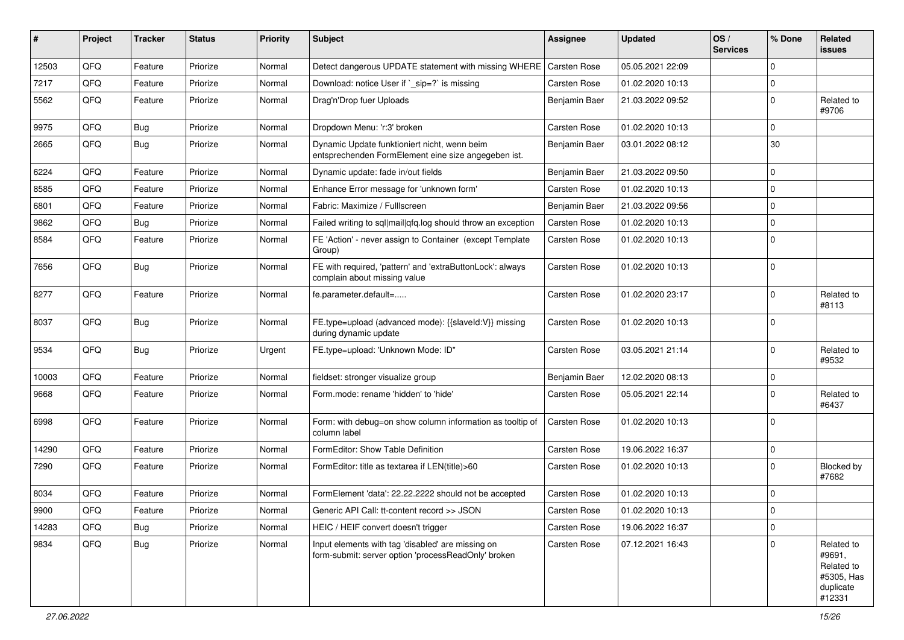| # | Project | Tracker | Status | Priority | Subject | Assignee | Updated | OS / Services | % Done | Related issues |
|---|---|---|---|---|---|---|---|---|---|---|
| 12503 | QFQ | Feature | Priorize | Normal | Detect dangerous UPDATE statement with missing WHERE | Carsten Rose | 05.05.2021 22:09 | | 0 | |
| 7217 | QFQ | Feature | Priorize | Normal | Download: notice User if `_sip=?` is missing | Carsten Rose | 01.02.2020 10:13 | | 0 | |
| 5562 | QFQ | Feature | Priorize | Normal | Drag'n'Drop fuer Uploads | Benjamin Baer | 21.03.2022 09:52 | | 0 | Related to #9706 |
| 9975 | QFQ | Bug | Priorize | Normal | Dropdown Menu: 'r:3' broken | Carsten Rose | 01.02.2020 10:13 | | 0 | |
| 2665 | QFQ | Bug | Priorize | Normal | Dynamic Update funktioniert nicht, wenn beim entsprechenden FormElement eine size angegeben ist. | Benjamin Baer | 03.01.2022 08:12 | | 30 | |
| 6224 | QFQ | Feature | Priorize | Normal | Dynamic update: fade in/out fields | Benjamin Baer | 21.03.2022 09:50 | | 0 | |
| 8585 | QFQ | Feature | Priorize | Normal | Enhance Error message for 'unknown form' | Carsten Rose | 01.02.2020 10:13 | | 0 | |
| 6801 | QFQ | Feature | Priorize | Normal | Fabric: Maximize / Fulllscreen | Benjamin Baer | 21.03.2022 09:56 | | 0 | |
| 9862 | QFQ | Bug | Priorize | Normal | Failed writing to sql\|mail\|qfq.log should throw an exception | Carsten Rose | 01.02.2020 10:13 | | 0 | |
| 8584 | QFQ | Feature | Priorize | Normal | FE 'Action' - never assign to Container (except Template Group) | Carsten Rose | 01.02.2020 10:13 | | 0 | |
| 7656 | QFQ | Bug | Priorize | Normal | FE with required, 'pattern' and 'extraButtonLock': always complain about missing value | Carsten Rose | 01.02.2020 10:13 | | 0 | |
| 8277 | QFQ | Feature | Priorize | Normal | fe.parameter.default=..... | Carsten Rose | 01.02.2020 23:17 | | 0 | Related to #8113 |
| 8037 | QFQ | Bug | Priorize | Normal | FE.type=upload (advanced mode): {{slaveId:V}} missing during dynamic update | Carsten Rose | 01.02.2020 10:13 | | 0 | |
| 9534 | QFQ | Bug | Priorize | Urgent | FE.type=upload: 'Unknown Mode: ID" | Carsten Rose | 03.05.2021 21:14 | | 0 | Related to #9532 |
| 10003 | QFQ | Feature | Priorize | Normal | fieldset: stronger visualize group | Benjamin Baer | 12.02.2020 08:13 | | 0 | |
| 9668 | QFQ | Feature | Priorize | Normal | Form.mode: rename 'hidden' to 'hide' | Carsten Rose | 05.05.2021 22:14 | | 0 | Related to #6437 |
| 6998 | QFQ | Feature | Priorize | Normal | Form: with debug=on show column information as tooltip of column label | Carsten Rose | 01.02.2020 10:13 | | 0 | |
| 14290 | QFQ | Feature | Priorize | Normal | FormEditor: Show Table Definition | Carsten Rose | 19.06.2022 16:37 | | 0 | |
| 7290 | QFQ | Feature | Priorize | Normal | FormEditor: title as textarea if LEN(title)>60 | Carsten Rose | 01.02.2020 10:13 | | 0 | Blocked by #7682 |
| 8034 | QFQ | Feature | Priorize | Normal | FormElement 'data': 22.22.2222 should not be accepted | Carsten Rose | 01.02.2020 10:13 | | 0 | |
| 9900 | QFQ | Feature | Priorize | Normal | Generic API Call: tt-content record >> JSON | Carsten Rose | 01.02.2020 10:13 | | 0 | |
| 14283 | QFQ | Bug | Priorize | Normal | HEIC / HEIF convert doesn't trigger | Carsten Rose | 19.06.2022 16:37 | | 0 | |
| 9834 | QFQ | Bug | Priorize | Normal | Input elements with tag 'disabled' are missing on form-submit: server option 'processReadOnly' broken | Carsten Rose | 07.12.2021 16:43 | | 0 | Related to #9691, Related to #5305, Has duplicate #12331 |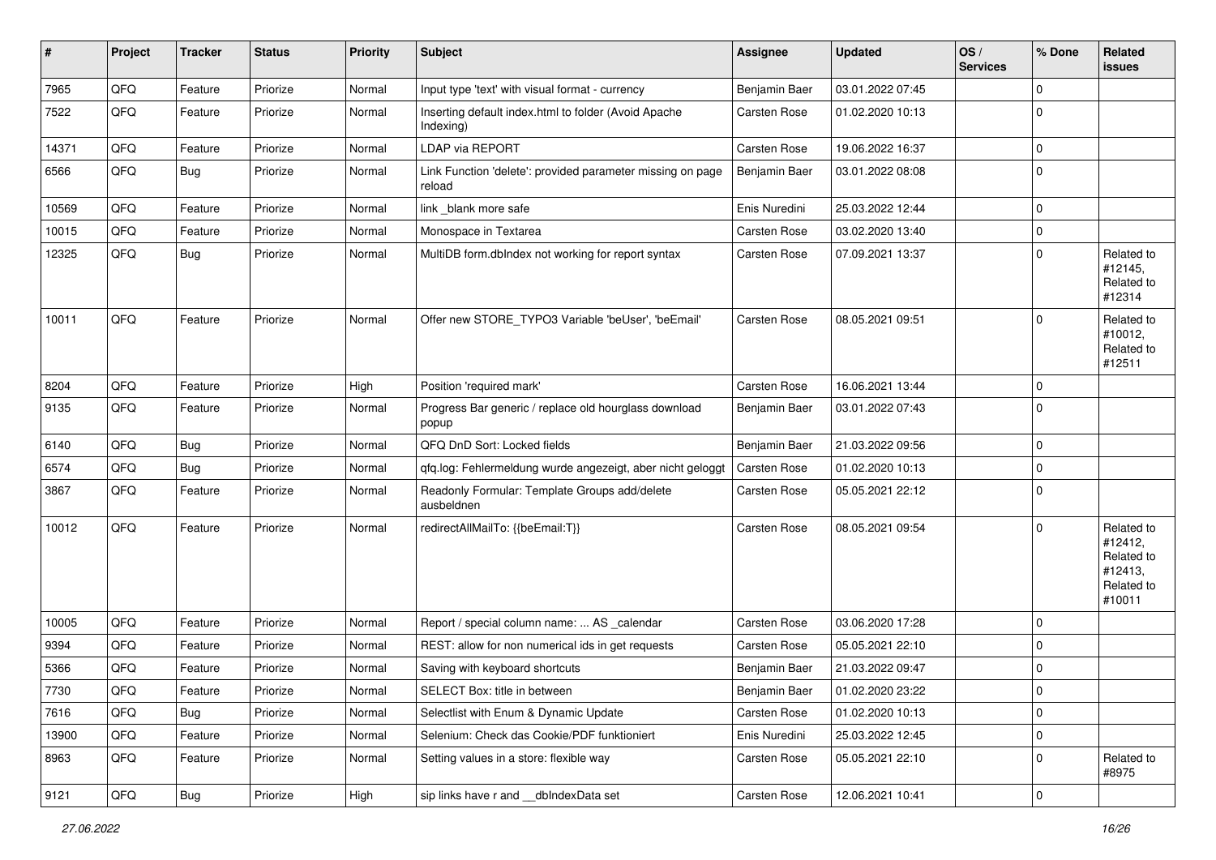| # | Project | Tracker | Status | Priority | Subject | Assignee | Updated | OS / Services | % Done | Related issues |
|---|---|---|---|---|---|---|---|---|---|---|
| 7965 | QFQ | Feature | Priorize | Normal | Input type 'text' with visual format - currency | Benjamin Baer | 03.01.2022 07:45 | | 0 | |
| 7522 | QFQ | Feature | Priorize | Normal | Inserting default index.html to folder (Avoid Apache Indexing) | Carsten Rose | 01.02.2020 10:13 | | 0 | |
| 14371 | QFQ | Feature | Priorize | Normal | LDAP via REPORT | Carsten Rose | 19.06.2022 16:37 | | 0 | |
| 6566 | QFQ | Bug | Priorize | Normal | Link Function 'delete': provided parameter missing on page reload | Benjamin Baer | 03.01.2022 08:08 | | 0 | |
| 10569 | QFQ | Feature | Priorize | Normal | link _blank more safe | Enis Nuredini | 25.03.2022 12:44 | | 0 | |
| 10015 | QFQ | Feature | Priorize | Normal | Monospace in Textarea | Carsten Rose | 03.02.2020 13:40 | | 0 | |
| 12325 | QFQ | Bug | Priorize | Normal | MultiDB form.dbIndex not working for report syntax | Carsten Rose | 07.09.2021 13:37 | | 0 | Related to #12145, Related to #12314 |
| 10011 | QFQ | Feature | Priorize | Normal | Offer new STORE_TYPO3 Variable 'beUser', 'beEmail' | Carsten Rose | 08.05.2021 09:51 | | 0 | Related to #10012, Related to #12511 |
| 8204 | QFQ | Feature | Priorize | High | Position 'required mark' | Carsten Rose | 16.06.2021 13:44 | | 0 | |
| 9135 | QFQ | Feature | Priorize | Normal | Progress Bar generic / replace old hourglass download popup | Benjamin Baer | 03.01.2022 07:43 | | 0 | |
| 6140 | QFQ | Bug | Priorize | Normal | QFQ DnD Sort: Locked fields | Benjamin Baer | 21.03.2022 09:56 | | 0 | |
| 6574 | QFQ | Bug | Priorize | Normal | qfq.log: Fehlermeldung wurde angezeigt, aber nicht geloggt | Carsten Rose | 01.02.2020 10:13 | | 0 | |
| 3867 | QFQ | Feature | Priorize | Normal | Readonly Formular: Template Groups add/delete ausbeldnen | Carsten Rose | 05.05.2021 22:12 | | 0 | |
| 10012 | QFQ | Feature | Priorize | Normal | redirectAllMailTo: {{beEmail:T}} | Carsten Rose | 08.05.2021 09:54 | | 0 | Related to #12412, Related to #12413, Related to #10011 |
| 10005 | QFQ | Feature | Priorize | Normal | Report / special column name: ... AS _calendar | Carsten Rose | 03.06.2020 17:28 | | 0 | |
| 9394 | QFQ | Feature | Priorize | Normal | REST: allow for non numerical ids in get requests | Carsten Rose | 05.05.2021 22:10 | | 0 | |
| 5366 | QFQ | Feature | Priorize | Normal | Saving with keyboard shortcuts | Benjamin Baer | 21.03.2022 09:47 | | 0 | |
| 7730 | QFQ | Feature | Priorize | Normal | SELECT Box: title in between | Benjamin Baer | 01.02.2020 23:22 | | 0 | |
| 7616 | QFQ | Bug | Priorize | Normal | Selectlist with Enum & Dynamic Update | Carsten Rose | 01.02.2020 10:13 | | 0 | |
| 13900 | QFQ | Feature | Priorize | Normal | Selenium: Check das Cookie/PDF funktioniert | Enis Nuredini | 25.03.2022 12:45 | | 0 | |
| 8963 | QFQ | Feature | Priorize | Normal | Setting values in a store: flexible way | Carsten Rose | 05.05.2021 22:10 | | 0 | Related to #8975 |
| 9121 | QFQ | Bug | Priorize | High | sip links have r and __dbIndexData set | Carsten Rose | 12.06.2021 10:41 | | 0 | |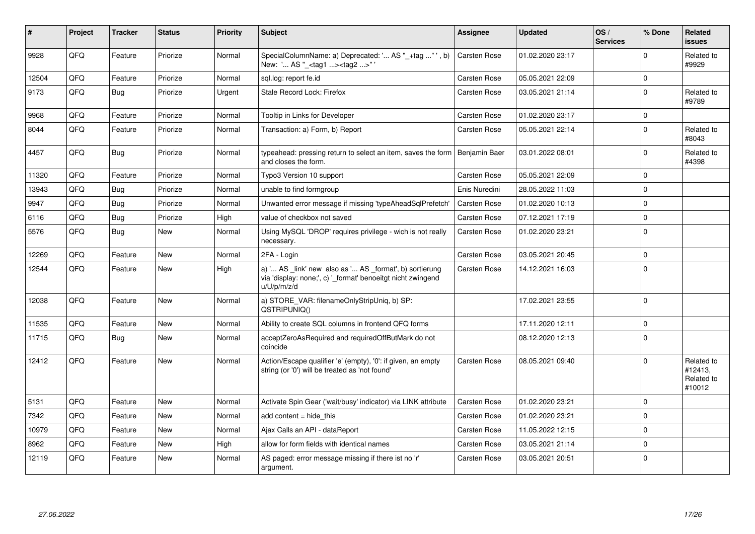| # | Project | Tracker | Status | Priority | Subject | Assignee | Updated | OS / Services | % Done | Related issues |
| --- | --- | --- | --- | --- | --- | --- | --- | --- | --- | --- |
| 9928 | QFQ | Feature | Priorize | Normal | SpecialColumnName: a) Deprecated: '... AS "_+tag ..." ', b) New: '... AS "_<tag1 ...><tag2 ...>" ' | Carsten Rose | 01.02.2020 23:17 | | 0 | Related to #9929 |
| 12504 | QFQ | Feature | Priorize | Normal | sql.log: report fe.id | Carsten Rose | 05.05.2021 22:09 | | 0 | |
| 9173 | QFQ | Bug | Priorize | Urgent | Stale Record Lock: Firefox | Carsten Rose | 03.05.2021 21:14 | | 0 | Related to #9789 |
| 9968 | QFQ | Feature | Priorize | Normal | Tooltip in Links for Developer | Carsten Rose | 01.02.2020 23:17 | | 0 | |
| 8044 | QFQ | Feature | Priorize | Normal | Transaction: a) Form, b) Report | Carsten Rose | 05.05.2021 22:14 | | 0 | Related to #8043 |
| 4457 | QFQ | Bug | Priorize | Normal | typeahead: pressing return to select an item, saves the form and closes the form. | Benjamin Baer | 03.01.2022 08:01 | | 0 | Related to #4398 |
| 11320 | QFQ | Feature | Priorize | Normal | Typo3 Version 10 support | Carsten Rose | 05.05.2021 22:09 | | 0 | |
| 13943 | QFQ | Bug | Priorize | Normal | unable to find formgroup | Enis Nuredini | 28.05.2022 11:03 | | 0 | |
| 9947 | QFQ | Bug | Priorize | Normal | Unwanted error message if missing 'typeAheadSqlPrefetch' | Carsten Rose | 01.02.2020 10:13 | | 0 | |
| 6116 | QFQ | Bug | Priorize | High | value of checkbox not saved | Carsten Rose | 07.12.2021 17:19 | | 0 | |
| 5576 | QFQ | Bug | New | Normal | Using MySQL 'DROP' requires privilege - wich is not really necessary. | Carsten Rose | 01.02.2020 23:21 | | 0 | |
| 12269 | QFQ | Feature | New | Normal | 2FA - Login | Carsten Rose | 03.05.2021 20:45 | | 0 | |
| 12544 | QFQ | Feature | New | High | a) '... AS _link' new also as '... AS _format', b) sortierung via 'display: none;', c) '_format' benoeitgt nicht zwingend u/U/p/m/z/d | Carsten Rose | 14.12.2021 16:03 | | 0 | |
| 12038 | QFQ | Feature | New | Normal | a) STORE_VAR: filenameOnlyStripUniq, b) SP: QSTRIPUNIQ() | | 17.02.2021 23:55 | | 0 | |
| 11535 | QFQ | Feature | New | Normal | Ability to create SQL columns in frontend QFQ forms | | 17.11.2020 12:11 | | 0 | |
| 11715 | QFQ | Bug | New | Normal | acceptZeroAsRequired and requiredOffButMark do not coincide | | 08.12.2020 12:13 | | 0 | |
| 12412 | QFQ | Feature | New | Normal | Action/Escape qualifier 'e' (empty), '0': if given, an empty string (or '0') will be treated as 'not found' | Carsten Rose | 08.05.2021 09:40 | | 0 | Related to #12413, Related to #10012 |
| 5131 | QFQ | Feature | New | Normal | Activate Spin Gear ('wait/busy' indicator) via LINK attribute | Carsten Rose | 01.02.2020 23:21 | | 0 | |
| 7342 | QFQ | Feature | New | Normal | add content = hide_this | Carsten Rose | 01.02.2020 23:21 | | 0 | |
| 10979 | QFQ | Feature | New | Normal | Ajax Calls an API - dataReport | Carsten Rose | 11.05.2022 12:15 | | 0 | |
| 8962 | QFQ | Feature | New | High | allow for form fields with identical names | Carsten Rose | 03.05.2021 21:14 | | 0 | |
| 12119 | QFQ | Feature | New | Normal | AS paged: error message missing if there ist no 'r' argument. | Carsten Rose | 03.05.2021 20:51 | | 0 | |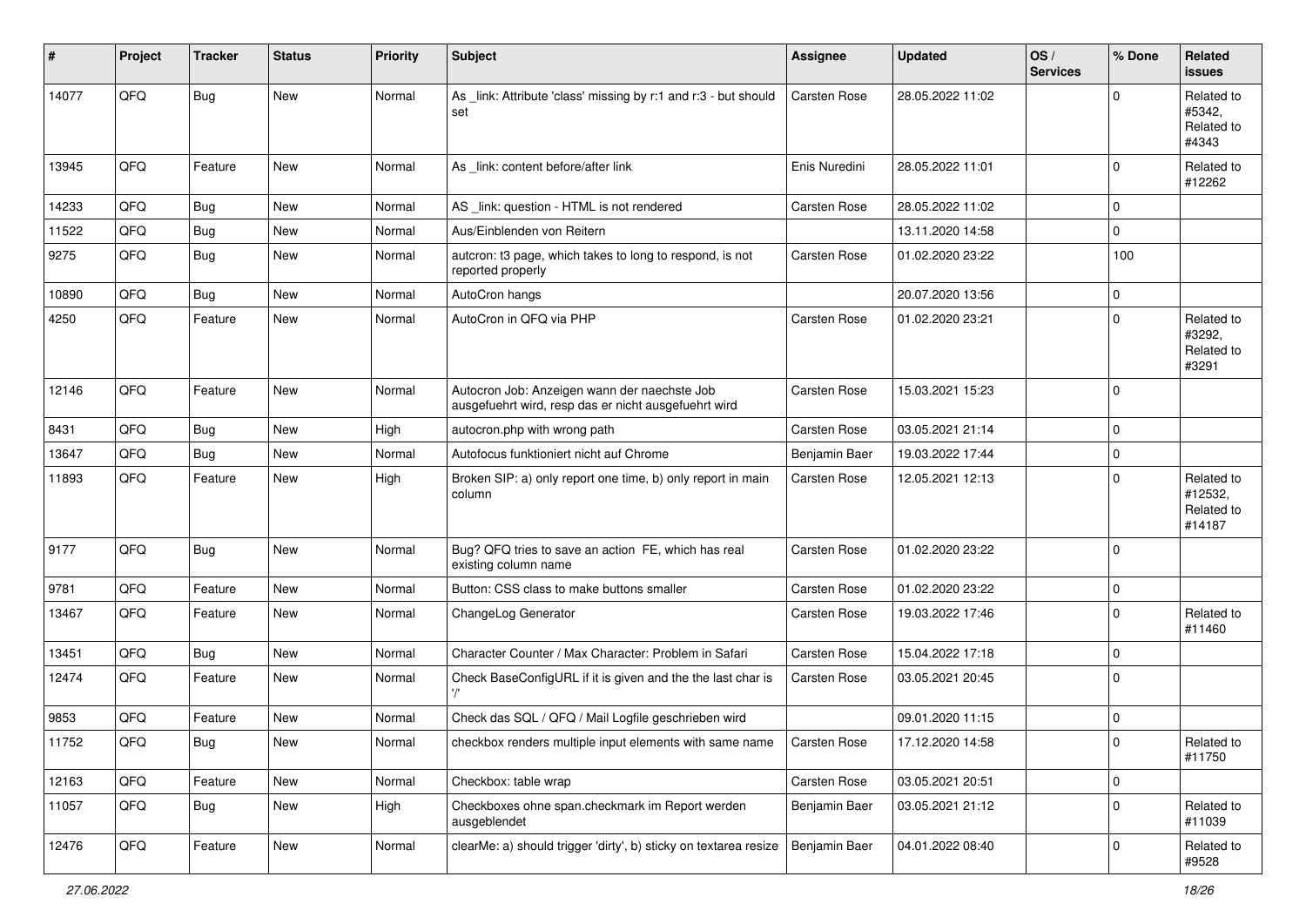| # | Project | Tracker | Status | Priority | Subject | Assignee | Updated | OS / Services | % Done | Related issues |
|---|---|---|---|---|---|---|---|---|---|---|
| 14077 | QFQ | Bug | New | Normal | As _link: Attribute 'class' missing by r:1 and r:3 - but should set | Carsten Rose | 28.05.2022 11:02 | | 0 | Related to #5342, Related to #4343 |
| 13945 | QFQ | Feature | New | Normal | As _link: content before/after link | Enis Nuredini | 28.05.2022 11:01 | | 0 | Related to #12262 |
| 14233 | QFQ | Bug | New | Normal | AS _link: question - HTML is not rendered | Carsten Rose | 28.05.2022 11:02 | | 0 | |
| 11522 | QFQ | Bug | New | Normal | Aus/Einblenden von Reitern | | 13.11.2020 14:58 | | 0 | |
| 9275 | QFQ | Bug | New | Normal | autcron: t3 page, which takes to long to respond, is not reported properly | Carsten Rose | 01.02.2020 23:22 | | 100 | |
| 10890 | QFQ | Bug | New | Normal | AutoCron hangs | | 20.07.2020 13:56 | | 0 | |
| 4250 | QFQ | Feature | New | Normal | AutoCron in QFQ via PHP | Carsten Rose | 01.02.2020 23:21 | | 0 | Related to #3292, Related to #3291 |
| 12146 | QFQ | Feature | New | Normal | Autocron Job: Anzeigen wann der naechste Job ausgefuehrt wird, resp das er nicht ausgefuehrt wird | Carsten Rose | 15.03.2021 15:23 | | 0 | |
| 8431 | QFQ | Bug | New | High | autocron.php with wrong path | Carsten Rose | 03.05.2021 21:14 | | 0 | |
| 13647 | QFQ | Bug | New | Normal | Autofocus funktioniert nicht auf Chrome | Benjamin Baer | 19.03.2022 17:44 | | 0 | |
| 11893 | QFQ | Feature | New | High | Broken SIP: a) only report one time, b) only report in main column | Carsten Rose | 12.05.2021 12:13 | | 0 | Related to #12532, Related to #14187 |
| 9177 | QFQ | Bug | New | Normal | Bug? QFQ tries to save an action FE, which has real existing column name | Carsten Rose | 01.02.2020 23:22 | | 0 | |
| 9781 | QFQ | Feature | New | Normal | Button: CSS class to make buttons smaller | Carsten Rose | 01.02.2020 23:22 | | 0 | |
| 13467 | QFQ | Feature | New | Normal | ChangeLog Generator | Carsten Rose | 19.03.2022 17:46 | | 0 | Related to #11460 |
| 13451 | QFQ | Bug | New | Normal | Character Counter / Max Character: Problem in Safari | Carsten Rose | 15.04.2022 17:18 | | 0 | |
| 12474 | QFQ | Feature | New | Normal | Check BaseConfigURL if it is given and the the last char is '/' | Carsten Rose | 03.05.2021 20:45 | | 0 | |
| 9853 | QFQ | Feature | New | Normal | Check das SQL / QFQ / Mail Logfile geschrieben wird | | 09.01.2020 11:15 | | 0 | |
| 11752 | QFQ | Bug | New | Normal | checkbox renders multiple input elements with same name | Carsten Rose | 17.12.2020 14:58 | | 0 | Related to #11750 |
| 12163 | QFQ | Feature | New | Normal | Checkbox: table wrap | Carsten Rose | 03.05.2021 20:51 | | 0 | |
| 11057 | QFQ | Bug | New | High | Checkboxes ohne span.checkmark im Report werden ausgeblendet | Benjamin Baer | 03.05.2021 21:12 | | 0 | Related to #11039 |
| 12476 | QFQ | Feature | New | Normal | clearMe: a) should trigger 'dirty', b) sticky on textarea resize | Benjamin Baer | 04.01.2022 08:40 | | 0 | Related to #9528 |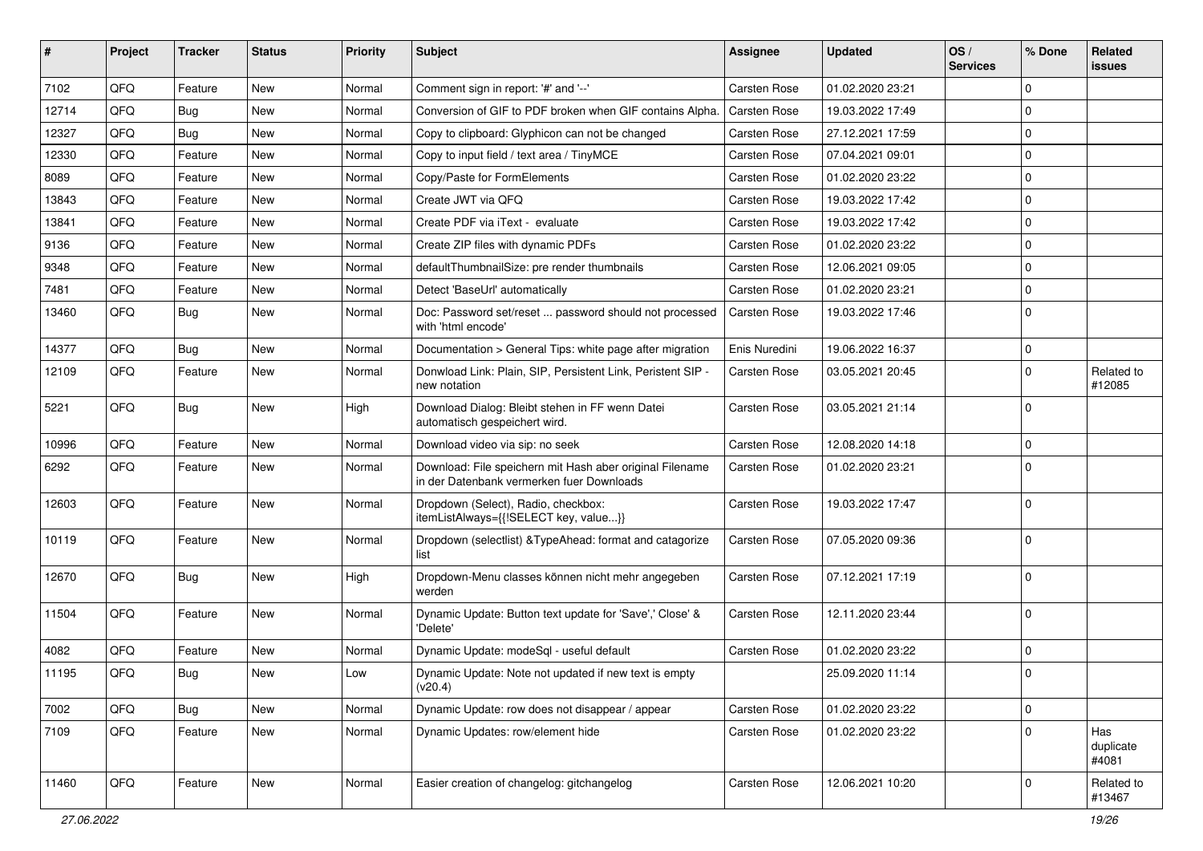| # | Project | Tracker | Status | Priority | Subject | Assignee | Updated | OS / Services | % Done | Related issues |
|---|---|---|---|---|---|---|---|---|---|---|
| 7102 | QFQ | Feature | New | Normal | Comment sign in report: '#' and '--' | Carsten Rose | 01.02.2020 23:21 | | 0 | |
| 12714 | QFQ | Bug | New | Normal | Conversion of GIF to PDF broken when GIF contains Alpha. | Carsten Rose | 19.03.2022 17:49 | | 0 | |
| 12327 | QFQ | Bug | New | Normal | Copy to clipboard: Glyphicon can not be changed | Carsten Rose | 27.12.2021 17:59 | | 0 | |
| 12330 | QFQ | Feature | New | Normal | Copy to input field / text area / TinyMCE | Carsten Rose | 07.04.2021 09:01 | | 0 | |
| 8089 | QFQ | Feature | New | Normal | Copy/Paste for FormElements | Carsten Rose | 01.02.2020 23:22 | | 0 | |
| 13843 | QFQ | Feature | New | Normal | Create JWT via QFQ | Carsten Rose | 19.03.2022 17:42 | | 0 | |
| 13841 | QFQ | Feature | New | Normal | Create PDF via iText - evaluate | Carsten Rose | 19.03.2022 17:42 | | 0 | |
| 9136 | QFQ | Feature | New | Normal | Create ZIP files with dynamic PDFs | Carsten Rose | 01.02.2020 23:22 | | 0 | |
| 9348 | QFQ | Feature | New | Normal | defaultThumbnailSize: pre render thumbnails | Carsten Rose | 12.06.2021 09:05 | | 0 | |
| 7481 | QFQ | Feature | New | Normal | Detect 'BaseUrl' automatically | Carsten Rose | 01.02.2020 23:21 | | 0 | |
| 13460 | QFQ | Bug | New | Normal | Doc: Password set/reset ... password should not processed with 'html encode' | Carsten Rose | 19.03.2022 17:46 | | 0 | |
| 14377 | QFQ | Bug | New | Normal | Documentation > General Tips: white page after migration | Enis Nuredini | 19.06.2022 16:37 | | 0 | |
| 12109 | QFQ | Feature | New | Normal | Donwload Link: Plain, SIP, Persistent Link, Peristent SIP - new notation | Carsten Rose | 03.05.2021 20:45 | | 0 | Related to #12085 |
| 5221 | QFQ | Bug | New | High | Download Dialog: Bleibt stehen in FF wenn Datei automatisch gespeichert wird. | Carsten Rose | 03.05.2021 21:14 | | 0 | |
| 10996 | QFQ | Feature | New | Normal | Download video via sip: no seek | Carsten Rose | 12.08.2020 14:18 | | 0 | |
| 6292 | QFQ | Feature | New | Normal | Download: File speichern mit Hash aber original Filename in der Datenbank vermerken fuer Downloads | Carsten Rose | 01.02.2020 23:21 | | 0 | |
| 12603 | QFQ | Feature | New | Normal | Dropdown (Select), Radio, checkbox: itemListAlways={{!SELECT key, value...}} | Carsten Rose | 19.03.2022 17:47 | | 0 | |
| 10119 | QFQ | Feature | New | Normal | Dropdown (selectlist) &TypeAhead: format and catagorize list | Carsten Rose | 07.05.2020 09:36 | | 0 | |
| 12670 | QFQ | Bug | New | High | Dropdown-Menu classes können nicht mehr angegeben werden | Carsten Rose | 07.12.2021 17:19 | | 0 | |
| 11504 | QFQ | Feature | New | Normal | Dynamic Update: Button text update for 'Save',' Close' & 'Delete' | Carsten Rose | 12.11.2020 23:44 | | 0 | |
| 4082 | QFQ | Feature | New | Normal | Dynamic Update: modeSql - useful default | Carsten Rose | 01.02.2020 23:22 | | 0 | |
| 11195 | QFQ | Bug | New | Low | Dynamic Update: Note not updated if new text is empty (v20.4) | | 25.09.2020 11:14 | | 0 | |
| 7002 | QFQ | Bug | New | Normal | Dynamic Update: row does not disappear / appear | Carsten Rose | 01.02.2020 23:22 | | 0 | |
| 7109 | QFQ | Feature | New | Normal | Dynamic Updates: row/element hide | Carsten Rose | 01.02.2020 23:22 | | 0 | Has duplicate #4081 |
| 11460 | QFQ | Feature | New | Normal | Easier creation of changelog: gitchangelog | Carsten Rose | 12.06.2021 10:20 | | 0 | Related to #13467 |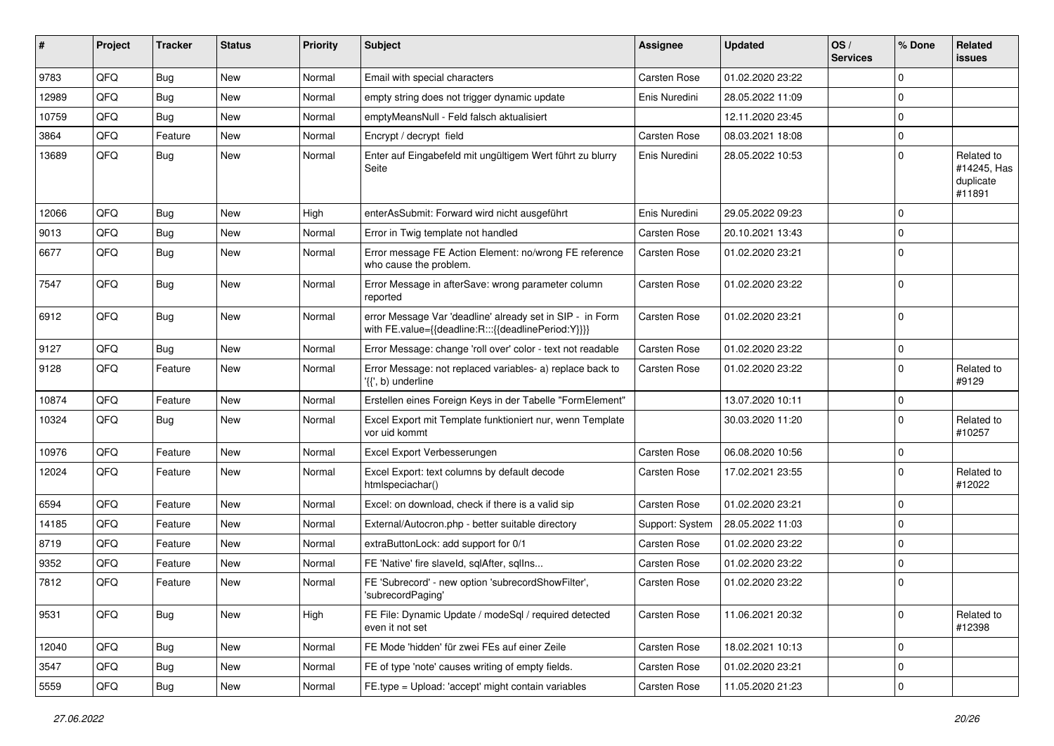| # | Project | Tracker | Status | Priority | Subject | Assignee | Updated | OS / Services | % Done | Related issues |
|---|---|---|---|---|---|---|---|---|---|---|
| 9783 | QFQ | Bug | New | Normal | Email with special characters | Carsten Rose | 01.02.2020 23:22 | | 0 | |
| 12989 | QFQ | Bug | New | Normal | empty string does not trigger dynamic update | Enis Nuredini | 28.05.2022 11:09 | | 0 | |
| 10759 | QFQ | Bug | New | Normal | emptyMeansNull - Feld falsch aktualisiert | | 12.11.2020 23:45 | | 0 | |
| 3864 | QFQ | Feature | New | Normal | Encrypt / decrypt field | Carsten Rose | 08.03.2021 18:08 | | 0 | |
| 13689 | QFQ | Bug | New | Normal | Enter auf Eingabefeld mit ungültigem Wert führt zu blurry Seite | Enis Nuredini | 28.05.2022 10:53 | | 0 | Related to #14245, Has duplicate #11891 |
| 12066 | QFQ | Bug | New | High | enterAsSubmit: Forward wird nicht ausgeführt | Enis Nuredini | 29.05.2022 09:23 | | 0 | |
| 9013 | QFQ | Bug | New | Normal | Error in Twig template not handled | Carsten Rose | 20.10.2021 13:43 | | 0 | |
| 6677 | QFQ | Bug | New | Normal | Error message FE Action Element: no/wrong FE reference who cause the problem. | Carsten Rose | 01.02.2020 23:21 | | 0 | |
| 7547 | QFQ | Bug | New | Normal | Error Message in afterSave: wrong parameter column reported | Carsten Rose | 01.02.2020 23:22 | | 0 | |
| 6912 | QFQ | Bug | New | Normal | error Message Var 'deadline' already set in SIP - in Form with FE.value={{deadline:R:::{{deadlinePeriod:Y}}}} | Carsten Rose | 01.02.2020 23:21 | | 0 | |
| 9127 | QFQ | Bug | New | Normal | Error Message: change 'roll over' color - text not readable | Carsten Rose | 01.02.2020 23:22 | | 0 | |
| 9128 | QFQ | Feature | New | Normal | Error Message: not replaced variables- a) replace back to '{{', b) underline | Carsten Rose | 01.02.2020 23:22 | | 0 | Related to #9129 |
| 10874 | QFQ | Feature | New | Normal | Erstellen eines Foreign Keys in der Tabelle "FormElement" | | 13.07.2020 10:11 | | 0 | |
| 10324 | QFQ | Bug | New | Normal | Excel Export mit Template funktioniert nur, wenn Template vor uid kommt | | 30.03.2020 11:20 | | 0 | Related to #10257 |
| 10976 | QFQ | Feature | New | Normal | Excel Export Verbesserungen | Carsten Rose | 06.08.2020 10:56 | | 0 | |
| 12024 | QFQ | Feature | New | Normal | Excel Export: text columns by default decode htmlspeciachar() | Carsten Rose | 17.02.2021 23:55 | | 0 | Related to #12022 |
| 6594 | QFQ | Feature | New | Normal | Excel: on download, check if there is a valid sip | Carsten Rose | 01.02.2020 23:21 | | 0 | |
| 14185 | QFQ | Feature | New | Normal | External/Autocron.php - better suitable directory | Support: System | 28.05.2022 11:03 | | 0 | |
| 8719 | QFQ | Feature | New | Normal | extraButtonLock: add support for 0/1 | Carsten Rose | 01.02.2020 23:22 | | 0 | |
| 9352 | QFQ | Feature | New | Normal | FE 'Native' fire slaveId, sqlAfter, sqlIns... | Carsten Rose | 01.02.2020 23:22 | | 0 | |
| 7812 | QFQ | Feature | New | Normal | FE 'Subrecord' - new option 'subrecordShowFilter', 'subrecordPaging' | Carsten Rose | 01.02.2020 23:22 | | 0 | |
| 9531 | QFQ | Bug | New | High | FE File: Dynamic Update / modeSql / required detected even it not set | Carsten Rose | 11.06.2021 20:32 | | 0 | Related to #12398 |
| 12040 | QFQ | Bug | New | Normal | FE Mode 'hidden' für zwei FEs auf einer Zeile | Carsten Rose | 18.02.2021 10:13 | | 0 | |
| 3547 | QFQ | Bug | New | Normal | FE of type 'note' causes writing of empty fields. | Carsten Rose | 01.02.2020 23:21 | | 0 | |
| 5559 | QFQ | Bug | New | Normal | FE.type = Upload: 'accept' might contain variables | Carsten Rose | 11.05.2020 21:23 | | 0 | |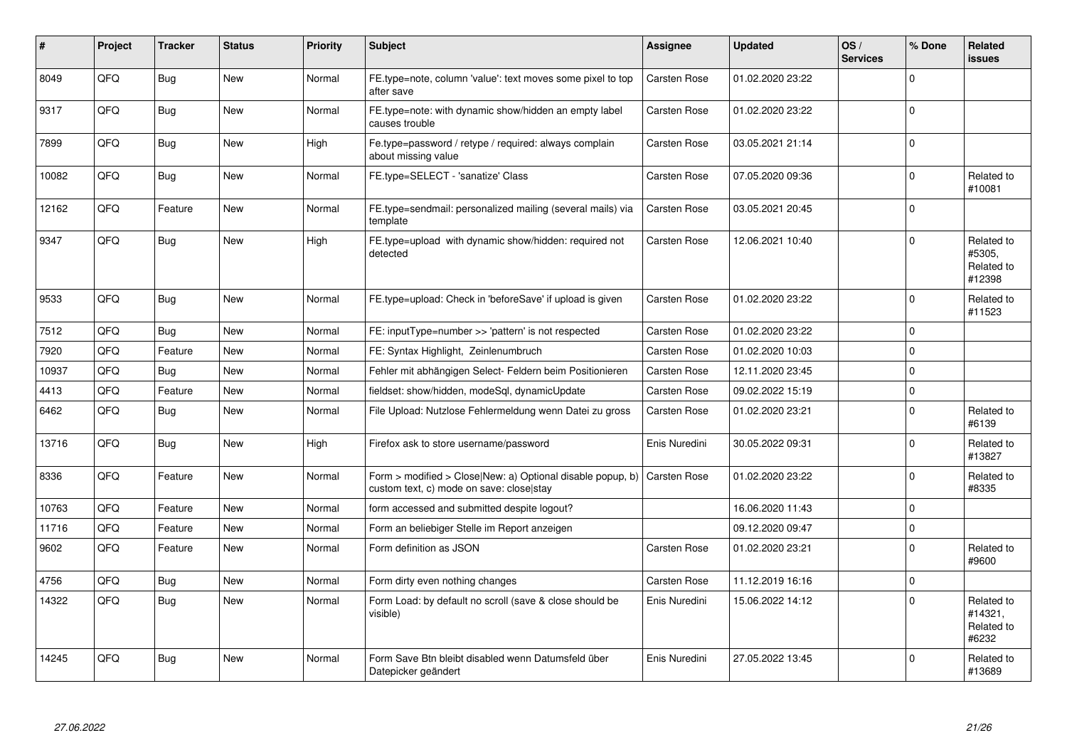| # | Project | Tracker | Status | Priority | Subject | Assignee | Updated | OS / Services | % Done | Related issues |
|---|---|---|---|---|---|---|---|---|---|---|
| 8049 | QFQ | Bug | New | Normal | FE.type=note, column 'value': text moves some pixel to top after save | Carsten Rose | 01.02.2020 23:22 | | 0 | |
| 9317 | QFQ | Bug | New | Normal | FE.type=note: with dynamic show/hidden an empty label causes trouble | Carsten Rose | 01.02.2020 23:22 | | 0 | |
| 7899 | QFQ | Bug | New | High | Fe.type=password / retype / required: always complain about missing value | Carsten Rose | 03.05.2021 21:14 | | 0 | |
| 10082 | QFQ | Bug | New | Normal | FE.type=SELECT - 'sanatize' Class | Carsten Rose | 07.05.2020 09:36 | | 0 | Related to #10081 |
| 12162 | QFQ | Feature | New | Normal | FE.type=sendmail: personalized mailing (several mails) via template | Carsten Rose | 03.05.2021 20:45 | | 0 | |
| 9347 | QFQ | Bug | New | High | FE.type=upload with dynamic show/hidden: required not detected | Carsten Rose | 12.06.2021 10:40 | | 0 | Related to #5305, Related to #12398 |
| 9533 | QFQ | Bug | New | Normal | FE.type=upload: Check in 'beforeSave' if upload is given | Carsten Rose | 01.02.2020 23:22 | | 0 | Related to #11523 |
| 7512 | QFQ | Bug | New | Normal | FE: inputType=number >> 'pattern' is not respected | Carsten Rose | 01.02.2020 23:22 | | 0 | |
| 7920 | QFQ | Feature | New | Normal | FE: Syntax Highlight, Zeinlenumbruch | Carsten Rose | 01.02.2020 10:03 | | 0 | |
| 10937 | QFQ | Bug | New | Normal | Fehler mit abhängigen Select- Feldern beim Positionieren | Carsten Rose | 12.11.2020 23:45 | | 0 | |
| 4413 | QFQ | Feature | New | Normal | fieldset: show/hidden, modeSql, dynamicUpdate | Carsten Rose | 09.02.2022 15:19 | | 0 | |
| 6462 | QFQ | Bug | New | Normal | File Upload: Nutzlose Fehlermeldung wenn Datei zu gross | Carsten Rose | 01.02.2020 23:21 | | 0 | Related to #6139 |
| 13716 | QFQ | Bug | New | High | Firefox ask to store username/password | Enis Nuredini | 30.05.2022 09:31 | | 0 | Related to #13827 |
| 8336 | QFQ | Feature | New | Normal | Form > modified > Close\|New: a) Optional disable popup, b) custom text, c) mode on save: close\|stay | Carsten Rose | 01.02.2020 23:22 | | 0 | Related to #8335 |
| 10763 | QFQ | Feature | New | Normal | form accessed and submitted despite logout? | | 16.06.2020 11:43 | | 0 | |
| 11716 | QFQ | Feature | New | Normal | Form an beliebiger Stelle im Report anzeigen | | 09.12.2020 09:47 | | 0 | |
| 9602 | QFQ | Feature | New | Normal | Form definition as JSON | Carsten Rose | 01.02.2020 23:21 | | 0 | Related to #9600 |
| 4756 | QFQ | Bug | New | Normal | Form dirty even nothing changes | Carsten Rose | 11.12.2019 16:16 | | 0 | |
| 14322 | QFQ | Bug | New | Normal | Form Load: by default no scroll (save & close should be visible) | Enis Nuredini | 15.06.2022 14:12 | | 0 | Related to #14321, Related to #6232 |
| 14245 | QFQ | Bug | New | Normal | Form Save Btn bleibt disabled wenn Datumsfeld über Datepicker geändert | Enis Nuredini | 27.05.2022 13:45 | | 0 | Related to #13689 |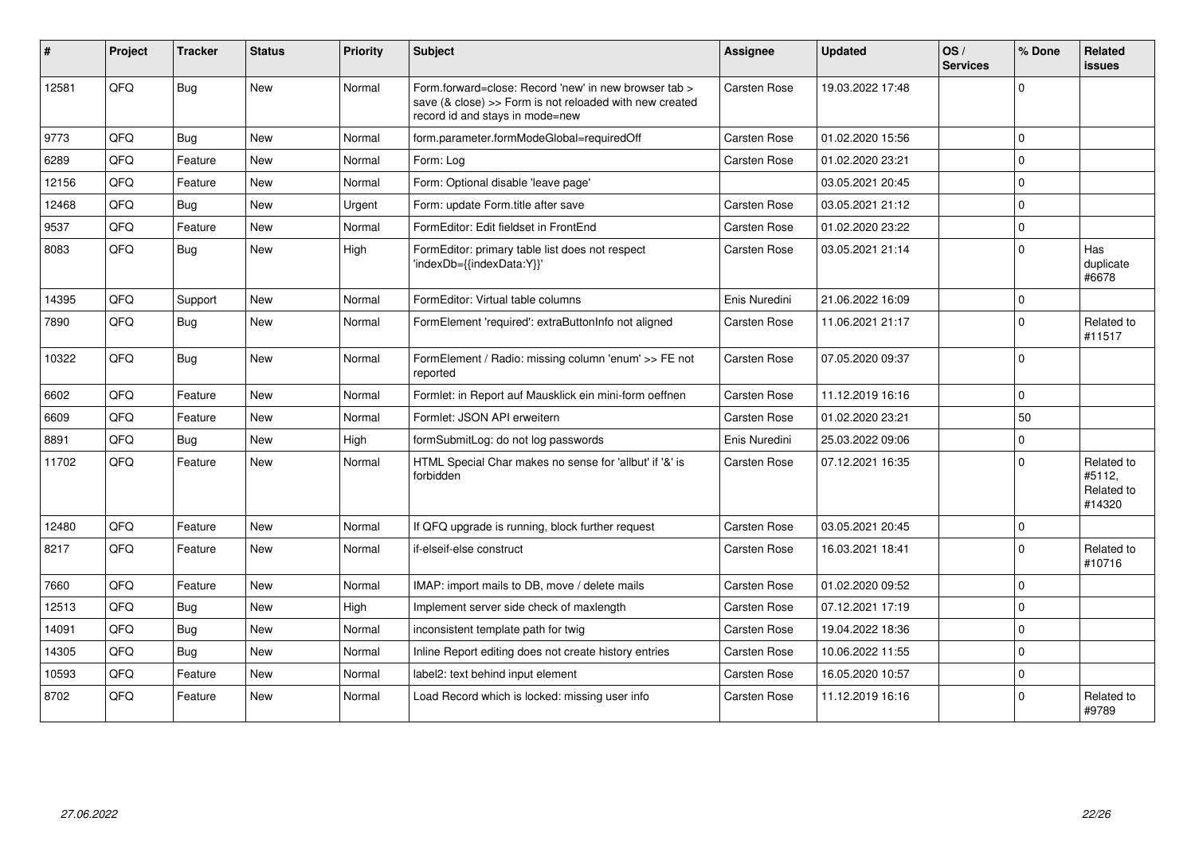| # | Project | Tracker | Status | Priority | Subject | Assignee | Updated | OS / Services | % Done | Related issues |
|---|---|---|---|---|---|---|---|---|---|---|
| 12581 | QFQ | Bug | New | Normal | Form.forward=close: Record 'new' in new browser tab > save (& close) >> Form is not reloaded with new created record id and stays in mode=new | Carsten Rose | 19.03.2022 17:48 | | 0 | |
| 9773 | QFQ | Bug | New | Normal | form.parameter.formModeGlobal=requiredOff | Carsten Rose | 01.02.2020 15:56 | | 0 | |
| 6289 | QFQ | Feature | New | Normal | Form: Log | Carsten Rose | 01.02.2020 23:21 | | 0 | |
| 12156 | QFQ | Feature | New | Normal | Form: Optional disable 'leave page' | | 03.05.2021 20:45 | | 0 | |
| 12468 | QFQ | Bug | New | Urgent | Form: update Form.title after save | Carsten Rose | 03.05.2021 21:12 | | 0 | |
| 9537 | QFQ | Feature | New | Normal | FormEditor: Edit fieldset in FrontEnd | Carsten Rose | 01.02.2020 23:22 | | 0 | |
| 8083 | QFQ | Bug | New | High | FormEditor: primary table list does not respect 'indexDb={{indexData:Y}}' | Carsten Rose | 03.05.2021 21:14 | | 0 | Has duplicate #6678 |
| 14395 | QFQ | Support | New | Normal | FormEditor: Virtual table columns | Enis Nuredini | 21.06.2022 16:09 | | 0 | |
| 7890 | QFQ | Bug | New | Normal | FormElement 'required': extraButtonInfo not aligned | Carsten Rose | 11.06.2021 21:17 | | 0 | Related to #11517 |
| 10322 | QFQ | Bug | New | Normal | FormElement / Radio: missing column 'enum' >> FE not reported | Carsten Rose | 07.05.2020 09:37 | | 0 | |
| 6602 | QFQ | Feature | New | Normal | Formlet: in Report auf Mausklick ein mini-form oeffnen | Carsten Rose | 11.12.2019 16:16 | | 0 | |
| 6609 | QFQ | Feature | New | Normal | Formlet: JSON API erweitern | Carsten Rose | 01.02.2020 23:21 | | 50 | |
| 8891 | QFQ | Bug | New | High | formSubmitLog: do not log passwords | Enis Nuredini | 25.03.2022 09:06 | | 0 | |
| 11702 | QFQ | Feature | New | Normal | HTML Special Char makes no sense for 'allbut' if '&' is forbidden | Carsten Rose | 07.12.2021 16:35 | | 0 | Related to #5112, Related to #14320 |
| 12480 | QFQ | Feature | New | Normal | If QFQ upgrade is running, block further request | Carsten Rose | 03.05.2021 20:45 | | 0 | |
| 8217 | QFQ | Feature | New | Normal | if-elseif-else construct | Carsten Rose | 16.03.2021 18:41 | | 0 | Related to #10716 |
| 7660 | QFQ | Feature | New | Normal | IMAP: import mails to DB, move / delete mails | Carsten Rose | 01.02.2020 09:52 | | 0 | |
| 12513 | QFQ | Bug | New | High | Implement server side check of maxlength | Carsten Rose | 07.12.2021 17:19 | | 0 | |
| 14091 | QFQ | Bug | New | Normal | inconsistent template path for twig | Carsten Rose | 19.04.2022 18:36 | | 0 | |
| 14305 | QFQ | Bug | New | Normal | Inline Report editing does not create history entries | Carsten Rose | 10.06.2022 11:55 | | 0 | |
| 10593 | QFQ | Feature | New | Normal | label2: text behind input element | Carsten Rose | 16.05.2020 10:57 | | 0 | |
| 8702 | QFQ | Feature | New | Normal | Load Record which is locked: missing user info | Carsten Rose | 11.12.2019 16:16 | | 0 | Related to #9789 |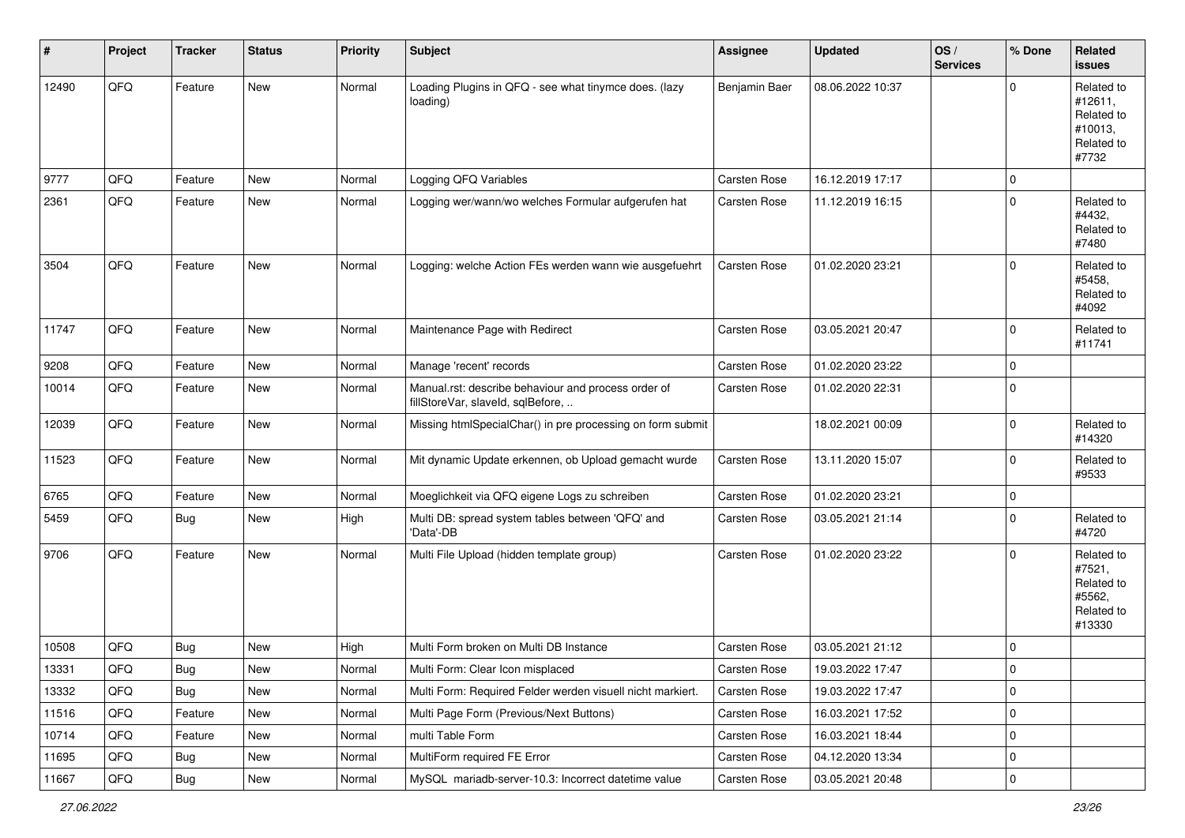| # | Project | Tracker | Status | Priority | Subject | Assignee | Updated | OS / Services | % Done | Related issues |
|---|---|---|---|---|---|---|---|---|---|---|
| 12490 | QFQ | Feature | New | Normal | Loading Plugins in QFQ - see what tinymce does. (lazy loading) | Benjamin Baer | 08.06.2022 10:37 | | 0 | Related to #12611, Related to #10013, Related to #7732 |
| 9777 | QFQ | Feature | New | Normal | Logging QFQ Variables | Carsten Rose | 16.12.2019 17:17 | | 0 | |
| 2361 | QFQ | Feature | New | Normal | Logging wer/wann/wo welches Formular aufgerufen hat | Carsten Rose | 11.12.2019 16:15 | | 0 | Related to #4432, Related to #7480 |
| 3504 | QFQ | Feature | New | Normal | Logging: welche Action FEs werden wann wie ausgefuehrt | Carsten Rose | 01.02.2020 23:21 | | 0 | Related to #5458, Related to #4092 |
| 11747 | QFQ | Feature | New | Normal | Maintenance Page with Redirect | Carsten Rose | 03.05.2021 20:47 | | 0 | Related to #11741 |
| 9208 | QFQ | Feature | New | Normal | Manage 'recent' records | Carsten Rose | 01.02.2020 23:22 | | 0 | |
| 10014 | QFQ | Feature | New | Normal | Manual.rst: describe behaviour and process order of fillStoreVar, slaveId, sqlBefore, .. | Carsten Rose | 01.02.2020 22:31 | | 0 | |
| 12039 | QFQ | Feature | New | Normal | Missing htmlSpecialChar() in pre processing on form submit | | 18.02.2021 00:09 | | 0 | Related to #14320 |
| 11523 | QFQ | Feature | New | Normal | Mit dynamic Update erkennen, ob Upload gemacht wurde | Carsten Rose | 13.11.2020 15:07 | | 0 | Related to #9533 |
| 6765 | QFQ | Feature | New | Normal | Moeglichkeit via QFQ eigene Logs zu schreiben | Carsten Rose | 01.02.2020 23:21 | | 0 | |
| 5459 | QFQ | Bug | New | High | Multi DB: spread system tables between 'QFQ' and 'Data'-DB | Carsten Rose | 03.05.2021 21:14 | | 0 | Related to #4720 |
| 9706 | QFQ | Feature | New | Normal | Multi File Upload (hidden template group) | Carsten Rose | 01.02.2020 23:22 | | 0 | Related to #7521, Related to #5562, Related to #13330 |
| 10508 | QFQ | Bug | New | High | Multi Form broken on Multi DB Instance | Carsten Rose | 03.05.2021 21:12 | | 0 | |
| 13331 | QFQ | Bug | New | Normal | Multi Form: Clear Icon misplaced | Carsten Rose | 19.03.2022 17:47 | | 0 | |
| 13332 | QFQ | Bug | New | Normal | Multi Form: Required Felder werden visuell nicht markiert. | Carsten Rose | 19.03.2022 17:47 | | 0 | |
| 11516 | QFQ | Feature | New | Normal | Multi Page Form (Previous/Next Buttons) | Carsten Rose | 16.03.2021 17:52 | | 0 | |
| 10714 | QFQ | Feature | New | Normal | multi Table Form | Carsten Rose | 16.03.2021 18:44 | | 0 | |
| 11695 | QFQ | Bug | New | Normal | MultiForm required FE Error | Carsten Rose | 04.12.2020 13:34 | | 0 | |
| 11667 | QFQ | Bug | New | Normal | MySQL mariadb-server-10.3: Incorrect datetime value | Carsten Rose | 03.05.2021 20:48 | | 0 | |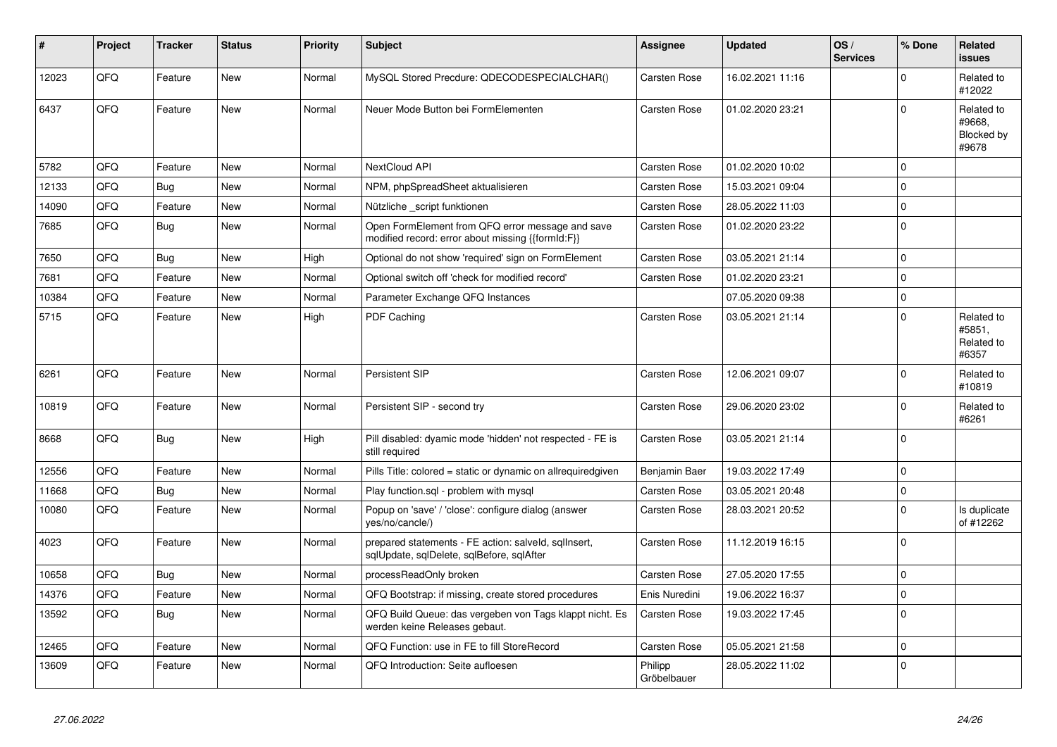| # | Project | Tracker | Status | Priority | Subject | Assignee | Updated | OS / Services | % Done | Related issues |
|---|---|---|---|---|---|---|---|---|---|---|
| 12023 | QFQ | Feature | New | Normal | MySQL Stored Precdure: QDECODESPECIALCHAR() | Carsten Rose | 16.02.2021 11:16 | | 0 | Related to #12022 |
| 6437 | QFQ | Feature | New | Normal | Neuer Mode Button bei FormElementen | Carsten Rose | 01.02.2020 23:21 | | 0 | Related to #9668, Blocked by #9678 |
| 5782 | QFQ | Feature | New | Normal | NextCloud API | Carsten Rose | 01.02.2020 10:02 | | 0 | |
| 12133 | QFQ | Bug | New | Normal | NPM, phpSpreadSheet aktualisieren | Carsten Rose | 15.03.2021 09:04 | | 0 | |
| 14090 | QFQ | Feature | New | Normal | Nützliche _script funktionen | Carsten Rose | 28.05.2022 11:03 | | 0 | |
| 7685 | QFQ | Bug | New | Normal | Open FormElement from QFQ error message and save modified record: error about missing {{formId:F}} | Carsten Rose | 01.02.2020 23:22 | | 0 | |
| 7650 | QFQ | Bug | New | High | Optional do not show 'required' sign on FormElement | Carsten Rose | 03.05.2021 21:14 | | 0 | |
| 7681 | QFQ | Feature | New | Normal | Optional switch off 'check for modified record' | Carsten Rose | 01.02.2020 23:21 | | 0 | |
| 10384 | QFQ | Feature | New | Normal | Parameter Exchange QFQ Instances | | 07.05.2020 09:38 | | 0 | |
| 5715 | QFQ | Feature | New | High | PDF Caching | Carsten Rose | 03.05.2021 21:14 | | 0 | Related to #5851, Related to #6357 |
| 6261 | QFQ | Feature | New | Normal | Persistent SIP | Carsten Rose | 12.06.2021 09:07 | | 0 | Related to #10819 |
| 10819 | QFQ | Feature | New | Normal | Persistent SIP - second try | Carsten Rose | 29.06.2020 23:02 | | 0 | Related to #6261 |
| 8668 | QFQ | Bug | New | High | Pill disabled: dyamic mode 'hidden' not respected - FE is still required | Carsten Rose | 03.05.2021 21:14 | | 0 | |
| 12556 | QFQ | Feature | New | Normal | Pills Title: colored = static or dynamic on allrequiredgiven | Benjamin Baer | 19.03.2022 17:49 | | 0 | |
| 11668 | QFQ | Bug | New | Normal | Play function.sql - problem with mysql | Carsten Rose | 03.05.2021 20:48 | | 0 | |
| 10080 | QFQ | Feature | New | Normal | Popup on 'save' / 'close': configure dialog (answer yes/no/cancle/) | Carsten Rose | 28.03.2021 20:52 | | 0 | Is duplicate of #12262 |
| 4023 | QFQ | Feature | New | Normal | prepared statements - FE action: salveld, sqlInsert, sqlUpdate, sqlDelete, sqlBefore, sqlAfter | Carsten Rose | 11.12.2019 16:15 | | 0 | |
| 10658 | QFQ | Bug | New | Normal | processReadOnly broken | Carsten Rose | 27.05.2020 17:55 | | 0 | |
| 14376 | QFQ | Feature | New | Normal | QFQ Bootstrap: if missing, create stored procedures | Enis Nuredini | 19.06.2022 16:37 | | 0 | |
| 13592 | QFQ | Bug | New | Normal | QFQ Build Queue: das vergeben von Tags klappt nicht. Es werden keine Releases gebaut. | Carsten Rose | 19.03.2022 17:45 | | 0 | |
| 12465 | QFQ | Feature | New | Normal | QFQ Function: use in FE to fill StoreRecord | Carsten Rose | 05.05.2021 21:58 | | 0 | |
| 13609 | QFQ | Feature | New | Normal | QFQ Introduction: Seite aufloesen | Philipp Gröbelbauer | 28.05.2022 11:02 | | 0 | |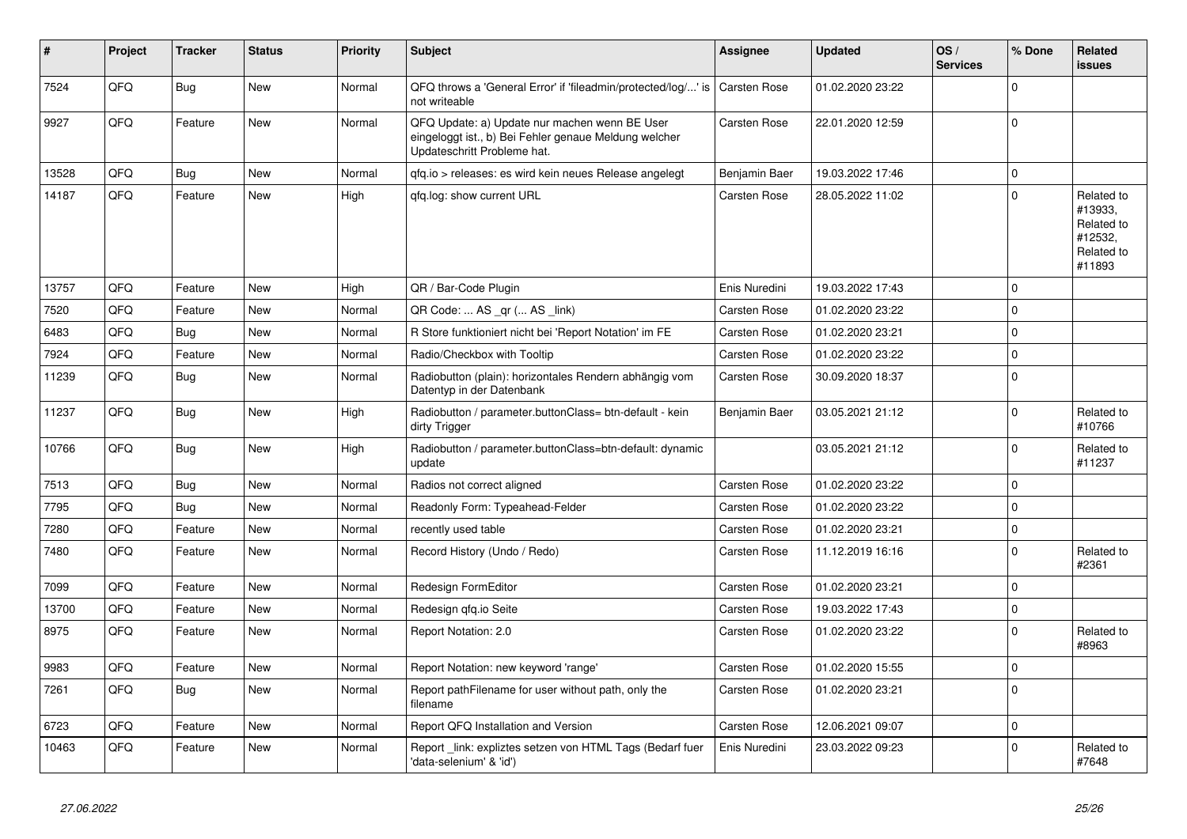| # | Project | Tracker | Status | Priority | Subject | Assignee | Updated | OS / Services | % Done | Related issues |
|---|---|---|---|---|---|---|---|---|---|---|
| 7524 | QFQ | Bug | New | Normal | QFQ throws a 'General Error' if 'fileadmin/protected/log/...' is not writeable | Carsten Rose | 01.02.2020 23:22 | | 0 | |
| 9927 | QFQ | Feature | New | Normal | QFQ Update: a) Update nur machen wenn BE User eingeloggt ist., b) Bei Fehler genaue Meldung welcher Updateschritt Probleme hat. | Carsten Rose | 22.01.2020 12:59 | | 0 | |
| 13528 | QFQ | Bug | New | Normal | qfq.io > releases: es wird kein neues Release angelegt | Benjamin Baer | 19.03.2022 17:46 | | 0 | |
| 14187 | QFQ | Feature | New | High | qfq.log: show current URL | Carsten Rose | 28.05.2022 11:02 | | 0 | Related to #13933, Related to #12532, Related to #11893 |
| 13757 | QFQ | Feature | New | High | QR / Bar-Code Plugin | Enis Nuredini | 19.03.2022 17:43 | | 0 | |
| 7520 | QFQ | Feature | New | Normal | QR Code: ... AS _qr (... AS _link) | Carsten Rose | 01.02.2020 23:22 | | 0 | |
| 6483 | QFQ | Bug | New | Normal | R Store funktioniert nicht bei 'Report Notation' im FE | Carsten Rose | 01.02.2020 23:21 | | 0 | |
| 7924 | QFQ | Feature | New | Normal | Radio/Checkbox with Tooltip | Carsten Rose | 01.02.2020 23:22 | | 0 | |
| 11239 | QFQ | Bug | New | Normal | Radiobutton (plain): horizontales Rendern abhängig vom Datentyp in der Datenbank | Carsten Rose | 30.09.2020 18:37 | | 0 | |
| 11237 | QFQ | Bug | New | High | Radiobutton / parameter.buttonClass= btn-default - kein dirty Trigger | Benjamin Baer | 03.05.2021 21:12 | | 0 | Related to #10766 |
| 10766 | QFQ | Bug | New | High | Radiobutton / parameter.buttonClass=btn-default: dynamic update | | 03.05.2021 21:12 | | 0 | Related to #11237 |
| 7513 | QFQ | Bug | New | Normal | Radios not correct aligned | Carsten Rose | 01.02.2020 23:22 | | 0 | |
| 7795 | QFQ | Bug | New | Normal | Readonly Form: Typeahead-Felder | Carsten Rose | 01.02.2020 23:22 | | 0 | |
| 7280 | QFQ | Feature | New | Normal | recently used table | Carsten Rose | 01.02.2020 23:21 | | 0 | |
| 7480 | QFQ | Feature | New | Normal | Record History (Undo / Redo) | Carsten Rose | 11.12.2019 16:16 | | 0 | Related to #2361 |
| 7099 | QFQ | Feature | New | Normal | Redesign FormEditor | Carsten Rose | 01.02.2020 23:21 | | 0 | |
| 13700 | QFQ | Feature | New | Normal | Redesign qfq.io Seite | Carsten Rose | 19.03.2022 17:43 | | 0 | |
| 8975 | QFQ | Feature | New | Normal | Report Notation: 2.0 | Carsten Rose | 01.02.2020 23:22 | | 0 | Related to #8963 |
| 9983 | QFQ | Feature | New | Normal | Report Notation: new keyword 'range' | Carsten Rose | 01.02.2020 15:55 | | 0 | |
| 7261 | QFQ | Bug | New | Normal | Report pathFilename for user without path, only the filename | Carsten Rose | 01.02.2020 23:21 | | 0 | |
| 6723 | QFQ | Feature | New | Normal | Report QFQ Installation and Version | Carsten Rose | 12.06.2021 09:07 | | 0 | |
| 10463 | QFQ | Feature | New | Normal | Report _link: expliztes setzen von HTML Tags (Bedarf fuer 'data-selenium' & 'id') | Enis Nuredini | 23.03.2022 09:23 | | 0 | Related to #7648 |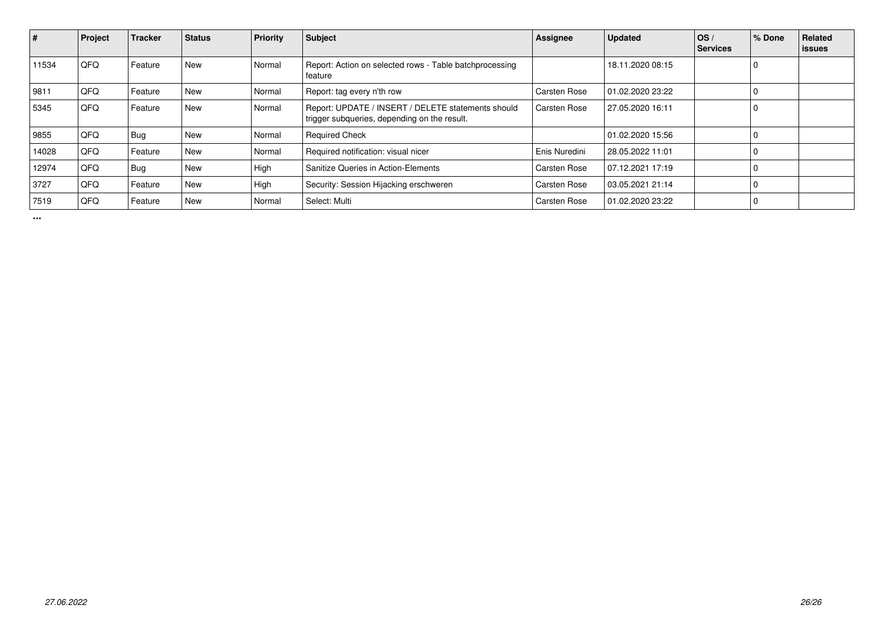| # | Project | Tracker | Status | Priority | Subject | Assignee | Updated | OS / Services | % Done | Related issues |
|---|---|---|---|---|---|---|---|---|---|---|
| 11534 | QFQ | Feature | New | Normal | Report: Action on selected rows - Table batchprocessing feature | | 18.11.2020 08:15 | | 0 | |
| 9811 | QFQ | Feature | New | Normal | Report: tag every n'th row | Carsten Rose | 01.02.2020 23:22 | | 0 | |
| 5345 | QFQ | Feature | New | Normal | Report: UPDATE / INSERT / DELETE statements should trigger subqueries, depending on the result. | Carsten Rose | 27.05.2020 16:11 | | 0 | |
| 9855 | QFQ | Bug | New | Normal | Required Check | | 01.02.2020 15:56 | | 0 | |
| 14028 | QFQ | Feature | New | Normal | Required notification: visual nicer | Enis Nuredini | 28.05.2022 11:01 | | 0 | |
| 12974 | QFQ | Bug | New | High | Sanitize Queries in Action-Elements | Carsten Rose | 07.12.2021 17:19 | | 0 | |
| 3727 | QFQ | Feature | New | High | Security: Session Hijacking erschweren | Carsten Rose | 03.05.2021 21:14 | | 0 | |
| 7519 | QFQ | Feature | New | Normal | Select: Multi | Carsten Rose | 01.02.2020 23:22 | | 0 | |

...